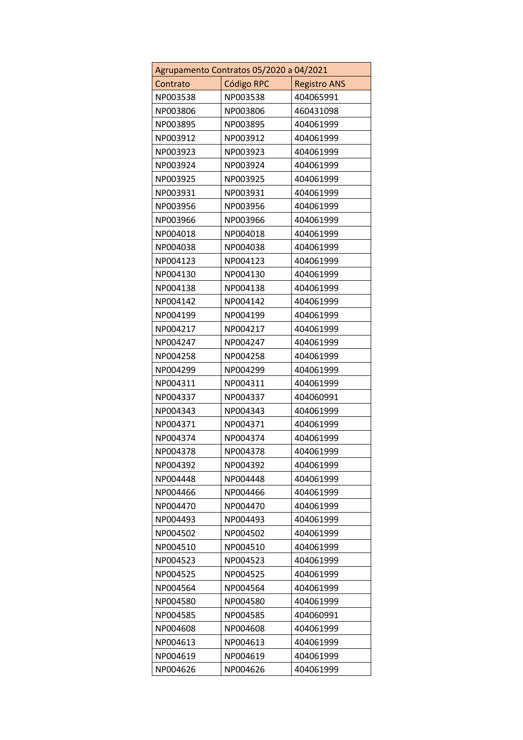| Agrupamento Contratos 05/2020 a 04/2021 | | |
|---|---|---|
| Contrato | Código RPC | Registro ANS |
| NP003538 | NP003538 | 404065991 |
| NP003806 | NP003806 | 460431098 |
| NP003895 | NP003895 | 404061999 |
| NP003912 | NP003912 | 404061999 |
| NP003923 | NP003923 | 404061999 |
| NP003924 | NP003924 | 404061999 |
| NP003925 | NP003925 | 404061999 |
| NP003931 | NP003931 | 404061999 |
| NP003956 | NP003956 | 404061999 |
| NP003966 | NP003966 | 404061999 |
| NP004018 | NP004018 | 404061999 |
| NP004038 | NP004038 | 404061999 |
| NP004123 | NP004123 | 404061999 |
| NP004130 | NP004130 | 404061999 |
| NP004138 | NP004138 | 404061999 |
| NP004142 | NP004142 | 404061999 |
| NP004199 | NP004199 | 404061999 |
| NP004217 | NP004217 | 404061999 |
| NP004247 | NP004247 | 404061999 |
| NP004258 | NP004258 | 404061999 |
| NP004299 | NP004299 | 404061999 |
| NP004311 | NP004311 | 404061999 |
| NP004337 | NP004337 | 404060991 |
| NP004343 | NP004343 | 404061999 |
| NP004371 | NP004371 | 404061999 |
| NP004374 | NP004374 | 404061999 |
| NP004378 | NP004378 | 404061999 |
| NP004392 | NP004392 | 404061999 |
| NP004448 | NP004448 | 404061999 |
| NP004466 | NP004466 | 404061999 |
| NP004470 | NP004470 | 404061999 |
| NP004493 | NP004493 | 404061999 |
| NP004502 | NP004502 | 404061999 |
| NP004510 | NP004510 | 404061999 |
| NP004523 | NP004523 | 404061999 |
| NP004525 | NP004525 | 404061999 |
| NP004564 | NP004564 | 404061999 |
| NP004580 | NP004580 | 404061999 |
| NP004585 | NP004585 | 404060991 |
| NP004608 | NP004608 | 404061999 |
| NP004613 | NP004613 | 404061999 |
| NP004619 | NP004619 | 404061999 |
| NP004626 | NP004626 | 404061999 |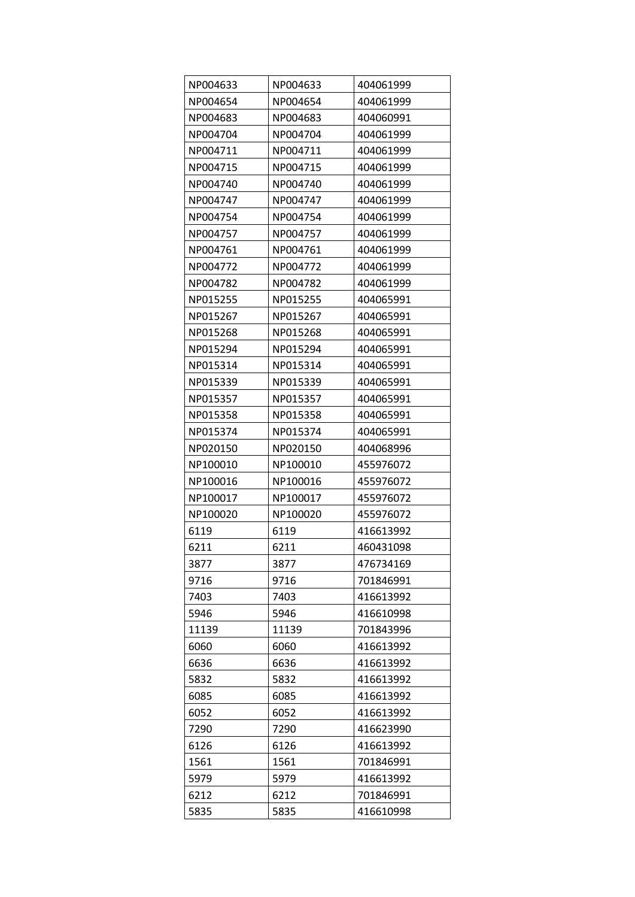| NP004633 | NP004633 | 404061999 |
|---|---|---|
| NP004654 | NP004654 | 404061999 |
| NP004683 | NP004683 | 404060991 |
| NP004704 | NP004704 | 404061999 |
| NP004711 | NP004711 | 404061999 |
| NP004715 | NP004715 | 404061999 |
| NP004740 | NP004740 | 404061999 |
| NP004747 | NP004747 | 404061999 |
| NP004754 | NP004754 | 404061999 |
| NP004757 | NP004757 | 404061999 |
| NP004761 | NP004761 | 404061999 |
| NP004772 | NP004772 | 404061999 |
| NP004782 | NP004782 | 404061999 |
| NP015255 | NP015255 | 404065991 |
| NP015267 | NP015267 | 404065991 |
| NP015268 | NP015268 | 404065991 |
| NP015294 | NP015294 | 404065991 |
| NP015314 | NP015314 | 404065991 |
| NP015339 | NP015339 | 404065991 |
| NP015357 | NP015357 | 404065991 |
| NP015358 | NP015358 | 404065991 |
| NP015374 | NP015374 | 404065991 |
| NP020150 | NP020150 | 404068996 |
| NP100010 | NP100010 | 455976072 |
| NP100016 | NP100016 | 455976072 |
| NP100017 | NP100017 | 455976072 |
| NP100020 | NP100020 | 455976072 |
| 6119 | 6119 | 416613992 |
| 6211 | 6211 | 460431098 |
| 3877 | 3877 | 476734169 |
| 9716 | 9716 | 701846991 |
| 7403 | 7403 | 416613992 |
| 5946 | 5946 | 416610998 |
| 11139 | 11139 | 701843996 |
| 6060 | 6060 | 416613992 |
| 6636 | 6636 | 416613992 |
| 5832 | 5832 | 416613992 |
| 6085 | 6085 | 416613992 |
| 6052 | 6052 | 416613992 |
| 7290 | 7290 | 416623990 |
| 6126 | 6126 | 416613992 |
| 1561 | 1561 | 701846991 |
| 5979 | 5979 | 416613992 |
| 6212 | 6212 | 701846991 |
| 5835 | 5835 | 416610998 |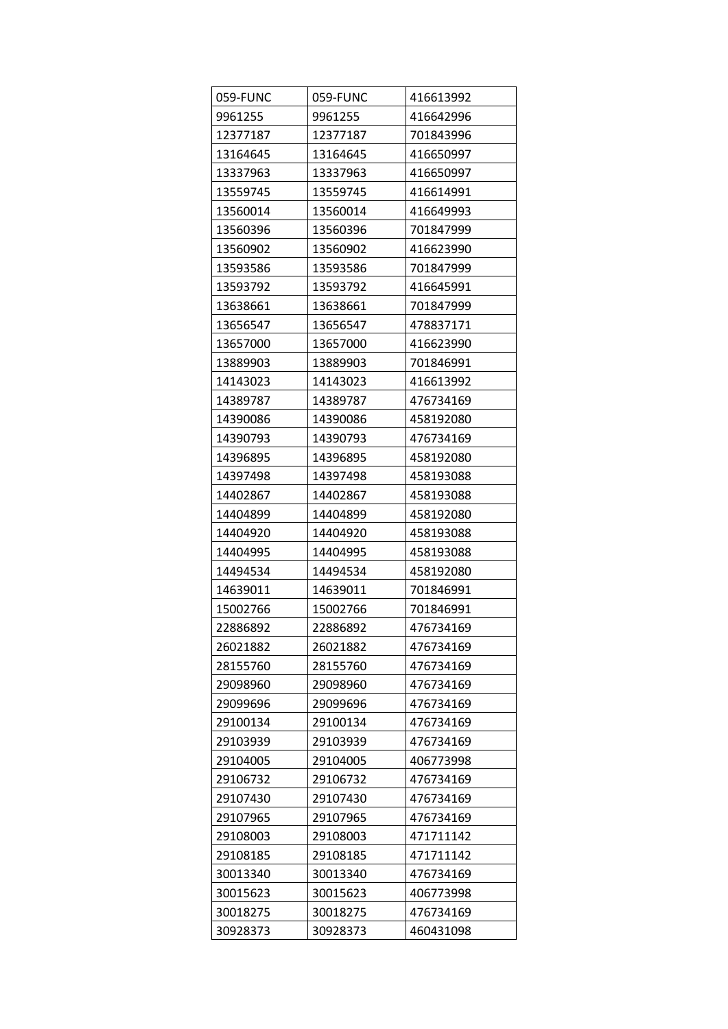| 059-FUNC | 059-FUNC | 416613992 |
|---|---|---|
| 9961255 | 9961255 | 416642996 |
| 12377187 | 12377187 | 701843996 |
| 13164645 | 13164645 | 416650997 |
| 13337963 | 13337963 | 416650997 |
| 13559745 | 13559745 | 416614991 |
| 13560014 | 13560014 | 416649993 |
| 13560396 | 13560396 | 701847999 |
| 13560902 | 13560902 | 416623990 |
| 13593586 | 13593586 | 701847999 |
| 13593792 | 13593792 | 416645991 |
| 13638661 | 13638661 | 701847999 |
| 13656547 | 13656547 | 478837171 |
| 13657000 | 13657000 | 416623990 |
| 13889903 | 13889903 | 701846991 |
| 14143023 | 14143023 | 416613992 |
| 14389787 | 14389787 | 476734169 |
| 14390086 | 14390086 | 458192080 |
| 14390793 | 14390793 | 476734169 |
| 14396895 | 14396895 | 458192080 |
| 14397498 | 14397498 | 458193088 |
| 14402867 | 14402867 | 458193088 |
| 14404899 | 14404899 | 458192080 |
| 14404920 | 14404920 | 458193088 |
| 14404995 | 14404995 | 458193088 |
| 14494534 | 14494534 | 458192080 |
| 14639011 | 14639011 | 701846991 |
| 15002766 | 15002766 | 701846991 |
| 22886892 | 22886892 | 476734169 |
| 26021882 | 26021882 | 476734169 |
| 28155760 | 28155760 | 476734169 |
| 29098960 | 29098960 | 476734169 |
| 29099696 | 29099696 | 476734169 |
| 29100134 | 29100134 | 476734169 |
| 29103939 | 29103939 | 476734169 |
| 29104005 | 29104005 | 406773998 |
| 29106732 | 29106732 | 476734169 |
| 29107430 | 29107430 | 476734169 |
| 29107965 | 29107965 | 476734169 |
| 29108003 | 29108003 | 471711142 |
| 29108185 | 29108185 | 471711142 |
| 30013340 | 30013340 | 476734169 |
| 30015623 | 30015623 | 406773998 |
| 30018275 | 30018275 | 476734169 |
| 30928373 | 30928373 | 460431098 |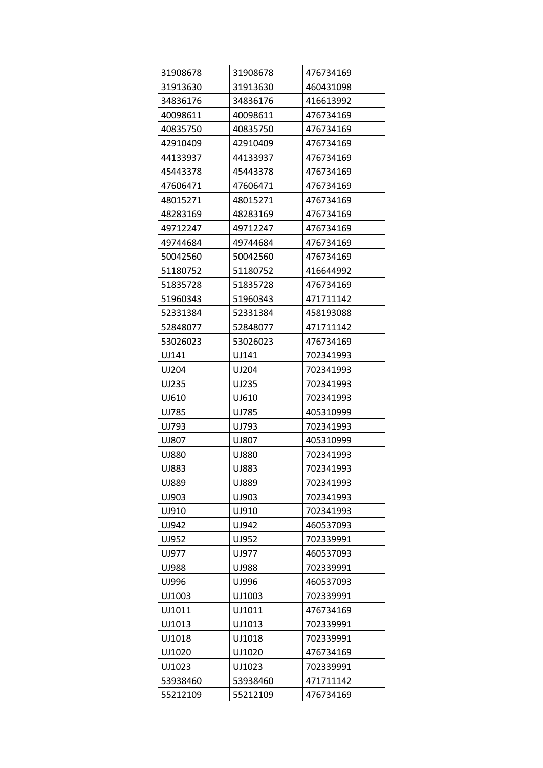| 31908678 | 31908678 | 476734169 |
|---|---|---|
| 31913630 | 31913630 | 460431098 |
| 34836176 | 34836176 | 416613992 |
| 40098611 | 40098611 | 476734169 |
| 40835750 | 40835750 | 476734169 |
| 42910409 | 42910409 | 476734169 |
| 44133937 | 44133937 | 476734169 |
| 45443378 | 45443378 | 476734169 |
| 47606471 | 47606471 | 476734169 |
| 48015271 | 48015271 | 476734169 |
| 48283169 | 48283169 | 476734169 |
| 49712247 | 49712247 | 476734169 |
| 49744684 | 49744684 | 476734169 |
| 50042560 | 50042560 | 476734169 |
| 51180752 | 51180752 | 416644992 |
| 51835728 | 51835728 | 476734169 |
| 51960343 | 51960343 | 471711142 |
| 52331384 | 52331384 | 458193088 |
| 52848077 | 52848077 | 471711142 |
| 53026023 | 53026023 | 476734169 |
| UJ141 | UJ141 | 702341993 |
| UJ204 | UJ204 | 702341993 |
| UJ235 | UJ235 | 702341993 |
| UJ610 | UJ610 | 702341993 |
| UJ785 | UJ785 | 405310999 |
| UJ793 | UJ793 | 702341993 |
| UJ807 | UJ807 | 405310999 |
| UJ880 | UJ880 | 702341993 |
| UJ883 | UJ883 | 702341993 |
| UJ889 | UJ889 | 702341993 |
| UJ903 | UJ903 | 702341993 |
| UJ910 | UJ910 | 702341993 |
| UJ942 | UJ942 | 460537093 |
| UJ952 | UJ952 | 702339991 |
| UJ977 | UJ977 | 460537093 |
| UJ988 | UJ988 | 702339991 |
| UJ996 | UJ996 | 460537093 |
| UJ1003 | UJ1003 | 702339991 |
| UJ1011 | UJ1011 | 476734169 |
| UJ1013 | UJ1013 | 702339991 |
| UJ1018 | UJ1018 | 702339991 |
| UJ1020 | UJ1020 | 476734169 |
| UJ1023 | UJ1023 | 702339991 |
| 53938460 | 53938460 | 471711142 |
| 55212109 | 55212109 | 476734169 |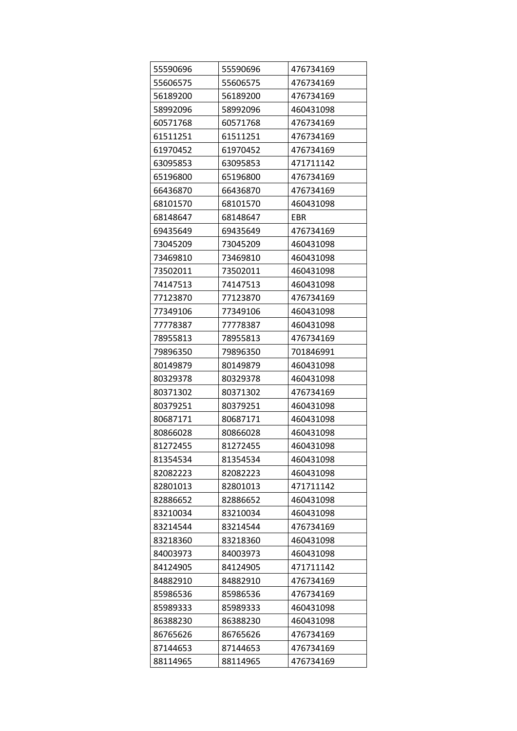| 55590696 | 55590696 | 476734169 |
|---|---|---|
| 55606575 | 55606575 | 476734169 |
| 56189200 | 56189200 | 476734169 |
| 58992096 | 58992096 | 460431098 |
| 60571768 | 60571768 | 476734169 |
| 61511251 | 61511251 | 476734169 |
| 61970452 | 61970452 | 476734169 |
| 63095853 | 63095853 | 471711142 |
| 65196800 | 65196800 | 476734169 |
| 66436870 | 66436870 | 476734169 |
| 68101570 | 68101570 | 460431098 |
| 68148647 | 68148647 | EBR |
| 69435649 | 69435649 | 476734169 |
| 73045209 | 73045209 | 460431098 |
| 73469810 | 73469810 | 460431098 |
| 73502011 | 73502011 | 460431098 |
| 74147513 | 74147513 | 460431098 |
| 77123870 | 77123870 | 476734169 |
| 77349106 | 77349106 | 460431098 |
| 77778387 | 77778387 | 460431098 |
| 78955813 | 78955813 | 476734169 |
| 79896350 | 79896350 | 701846991 |
| 80149879 | 80149879 | 460431098 |
| 80329378 | 80329378 | 460431098 |
| 80371302 | 80371302 | 476734169 |
| 80379251 | 80379251 | 460431098 |
| 80687171 | 80687171 | 460431098 |
| 80866028 | 80866028 | 460431098 |
| 81272455 | 81272455 | 460431098 |
| 81354534 | 81354534 | 460431098 |
| 82082223 | 82082223 | 460431098 |
| 82801013 | 82801013 | 471711142 |
| 82886652 | 82886652 | 460431098 |
| 83210034 | 83210034 | 460431098 |
| 83214544 | 83214544 | 476734169 |
| 83218360 | 83218360 | 460431098 |
| 84003973 | 84003973 | 460431098 |
| 84124905 | 84124905 | 471711142 |
| 84882910 | 84882910 | 476734169 |
| 85986536 | 85986536 | 476734169 |
| 85989333 | 85989333 | 460431098 |
| 86388230 | 86388230 | 460431098 |
| 86765626 | 86765626 | 476734169 |
| 87144653 | 87144653 | 476734169 |
| 88114965 | 88114965 | 476734169 |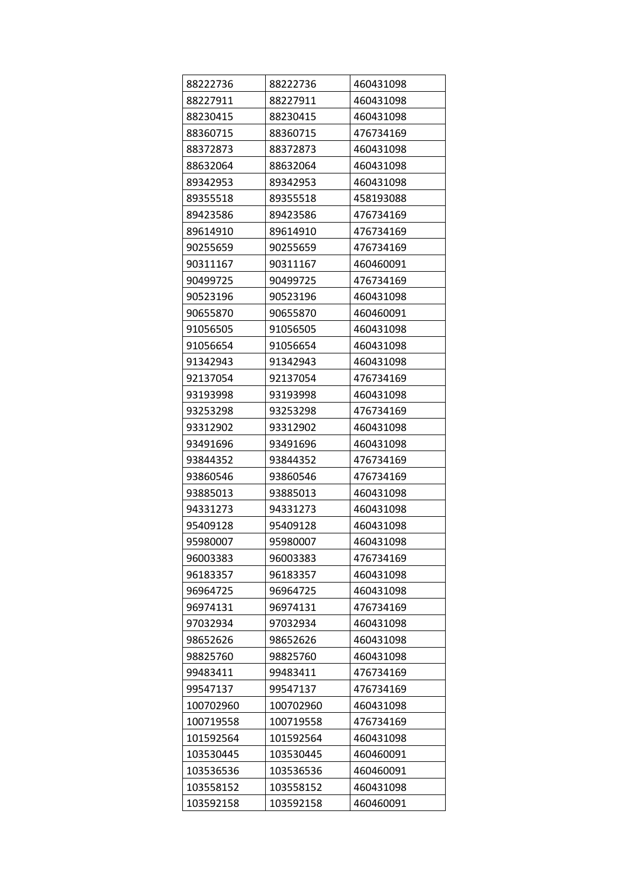| 88222736 | 88222736 | 460431098 |
|---|---|---|
| 88227911 | 88227911 | 460431098 |
| 88230415 | 88230415 | 460431098 |
| 88360715 | 88360715 | 476734169 |
| 88372873 | 88372873 | 460431098 |
| 88632064 | 88632064 | 460431098 |
| 89342953 | 89342953 | 460431098 |
| 89355518 | 89355518 | 458193088 |
| 89423586 | 89423586 | 476734169 |
| 89614910 | 89614910 | 476734169 |
| 90255659 | 90255659 | 476734169 |
| 90311167 | 90311167 | 460460091 |
| 90499725 | 90499725 | 476734169 |
| 90523196 | 90523196 | 460431098 |
| 90655870 | 90655870 | 460460091 |
| 91056505 | 91056505 | 460431098 |
| 91056654 | 91056654 | 460431098 |
| 91342943 | 91342943 | 460431098 |
| 92137054 | 92137054 | 476734169 |
| 93193998 | 93193998 | 460431098 |
| 93253298 | 93253298 | 476734169 |
| 93312902 | 93312902 | 460431098 |
| 93491696 | 93491696 | 460431098 |
| 93844352 | 93844352 | 476734169 |
| 93860546 | 93860546 | 476734169 |
| 93885013 | 93885013 | 460431098 |
| 94331273 | 94331273 | 460431098 |
| 95409128 | 95409128 | 460431098 |
| 95980007 | 95980007 | 460431098 |
| 96003383 | 96003383 | 476734169 |
| 96183357 | 96183357 | 460431098 |
| 96964725 | 96964725 | 460431098 |
| 96974131 | 96974131 | 476734169 |
| 97032934 | 97032934 | 460431098 |
| 98652626 | 98652626 | 460431098 |
| 98825760 | 98825760 | 460431098 |
| 99483411 | 99483411 | 476734169 |
| 99547137 | 99547137 | 476734169 |
| 100702960 | 100702960 | 460431098 |
| 100719558 | 100719558 | 476734169 |
| 101592564 | 101592564 | 460431098 |
| 103530445 | 103530445 | 460460091 |
| 103536536 | 103536536 | 460460091 |
| 103558152 | 103558152 | 460431098 |
| 103592158 | 103592158 | 460460091 |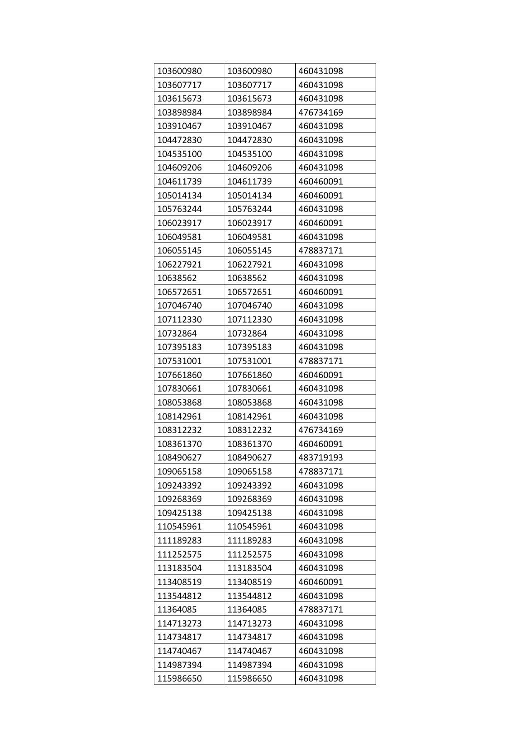| 103600980 | 103600980 | 460431098 |
|---|---|---|
| 103607717 | 103607717 | 460431098 |
| 103615673 | 103615673 | 460431098 |
| 103898984 | 103898984 | 476734169 |
| 103910467 | 103910467 | 460431098 |
| 104472830 | 104472830 | 460431098 |
| 104535100 | 104535100 | 460431098 |
| 104609206 | 104609206 | 460431098 |
| 104611739 | 104611739 | 460460091 |
| 105014134 | 105014134 | 460460091 |
| 105763244 | 105763244 | 460431098 |
| 106023917 | 106023917 | 460460091 |
| 106049581 | 106049581 | 460431098 |
| 106055145 | 106055145 | 478837171 |
| 106227921 | 106227921 | 460431098 |
| 10638562 | 10638562 | 460431098 |
| 106572651 | 106572651 | 460460091 |
| 107046740 | 107046740 | 460431098 |
| 107112330 | 107112330 | 460431098 |
| 10732864 | 10732864 | 460431098 |
| 107395183 | 107395183 | 460431098 |
| 107531001 | 107531001 | 478837171 |
| 107661860 | 107661860 | 460460091 |
| 107830661 | 107830661 | 460431098 |
| 108053868 | 108053868 | 460431098 |
| 108142961 | 108142961 | 460431098 |
| 108312232 | 108312232 | 476734169 |
| 108361370 | 108361370 | 460460091 |
| 108490627 | 108490627 | 483719193 |
| 109065158 | 109065158 | 478837171 |
| 109243392 | 109243392 | 460431098 |
| 109268369 | 109268369 | 460431098 |
| 109425138 | 109425138 | 460431098 |
| 110545961 | 110545961 | 460431098 |
| 111189283 | 111189283 | 460431098 |
| 111252575 | 111252575 | 460431098 |
| 113183504 | 113183504 | 460431098 |
| 113408519 | 113408519 | 460460091 |
| 113544812 | 113544812 | 460431098 |
| 11364085 | 11364085 | 478837171 |
| 114713273 | 114713273 | 460431098 |
| 114734817 | 114734817 | 460431098 |
| 114740467 | 114740467 | 460431098 |
| 114987394 | 114987394 | 460431098 |
| 115986650 | 115986650 | 460431098 |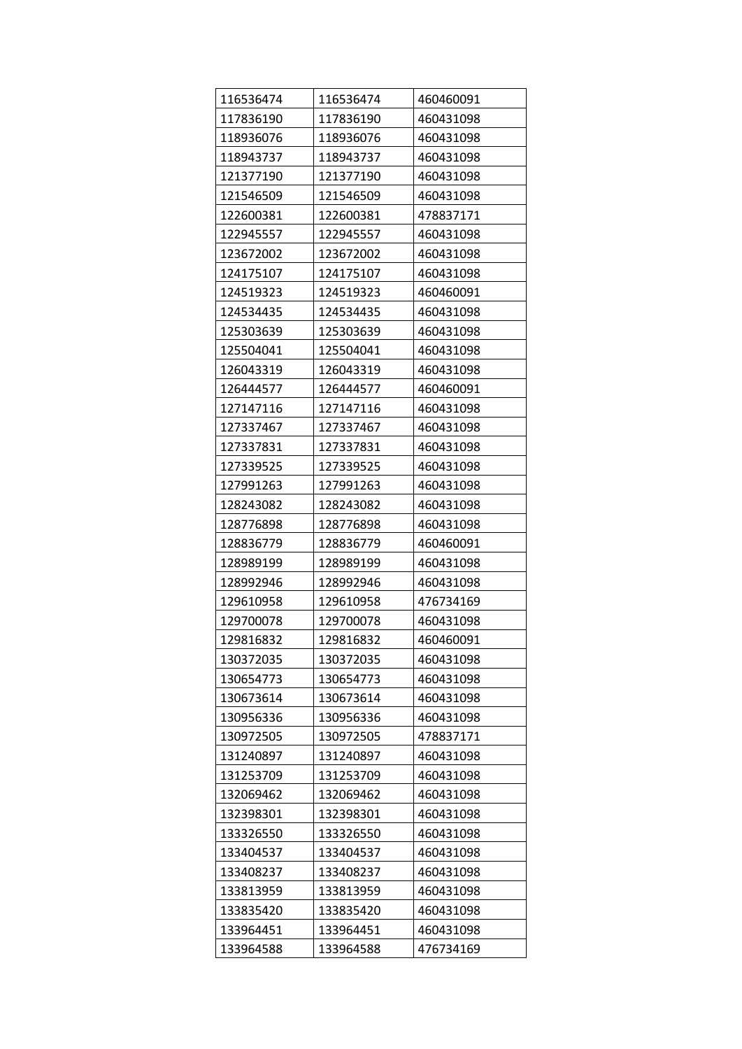| 116536474 | 116536474 | 460460091 |
|---|---|---|
| 117836190 | 117836190 | 460431098 |
| 118936076 | 118936076 | 460431098 |
| 118943737 | 118943737 | 460431098 |
| 121377190 | 121377190 | 460431098 |
| 121546509 | 121546509 | 460431098 |
| 122600381 | 122600381 | 478837171 |
| 122945557 | 122945557 | 460431098 |
| 123672002 | 123672002 | 460431098 |
| 124175107 | 124175107 | 460431098 |
| 124519323 | 124519323 | 460460091 |
| 124534435 | 124534435 | 460431098 |
| 125303639 | 125303639 | 460431098 |
| 125504041 | 125504041 | 460431098 |
| 126043319 | 126043319 | 460431098 |
| 126444577 | 126444577 | 460460091 |
| 127147116 | 127147116 | 460431098 |
| 127337467 | 127337467 | 460431098 |
| 127337831 | 127337831 | 460431098 |
| 127339525 | 127339525 | 460431098 |
| 127991263 | 127991263 | 460431098 |
| 128243082 | 128243082 | 460431098 |
| 128776898 | 128776898 | 460431098 |
| 128836779 | 128836779 | 460460091 |
| 128989199 | 128989199 | 460431098 |
| 128992946 | 128992946 | 460431098 |
| 129610958 | 129610958 | 476734169 |
| 129700078 | 129700078 | 460431098 |
| 129816832 | 129816832 | 460460091 |
| 130372035 | 130372035 | 460431098 |
| 130654773 | 130654773 | 460431098 |
| 130673614 | 130673614 | 460431098 |
| 130956336 | 130956336 | 460431098 |
| 130972505 | 130972505 | 478837171 |
| 131240897 | 131240897 | 460431098 |
| 131253709 | 131253709 | 460431098 |
| 132069462 | 132069462 | 460431098 |
| 132398301 | 132398301 | 460431098 |
| 133326550 | 133326550 | 460431098 |
| 133404537 | 133404537 | 460431098 |
| 133408237 | 133408237 | 460431098 |
| 133813959 | 133813959 | 460431098 |
| 133835420 | 133835420 | 460431098 |
| 133964451 | 133964451 | 460431098 |
| 133964588 | 133964588 | 476734169 |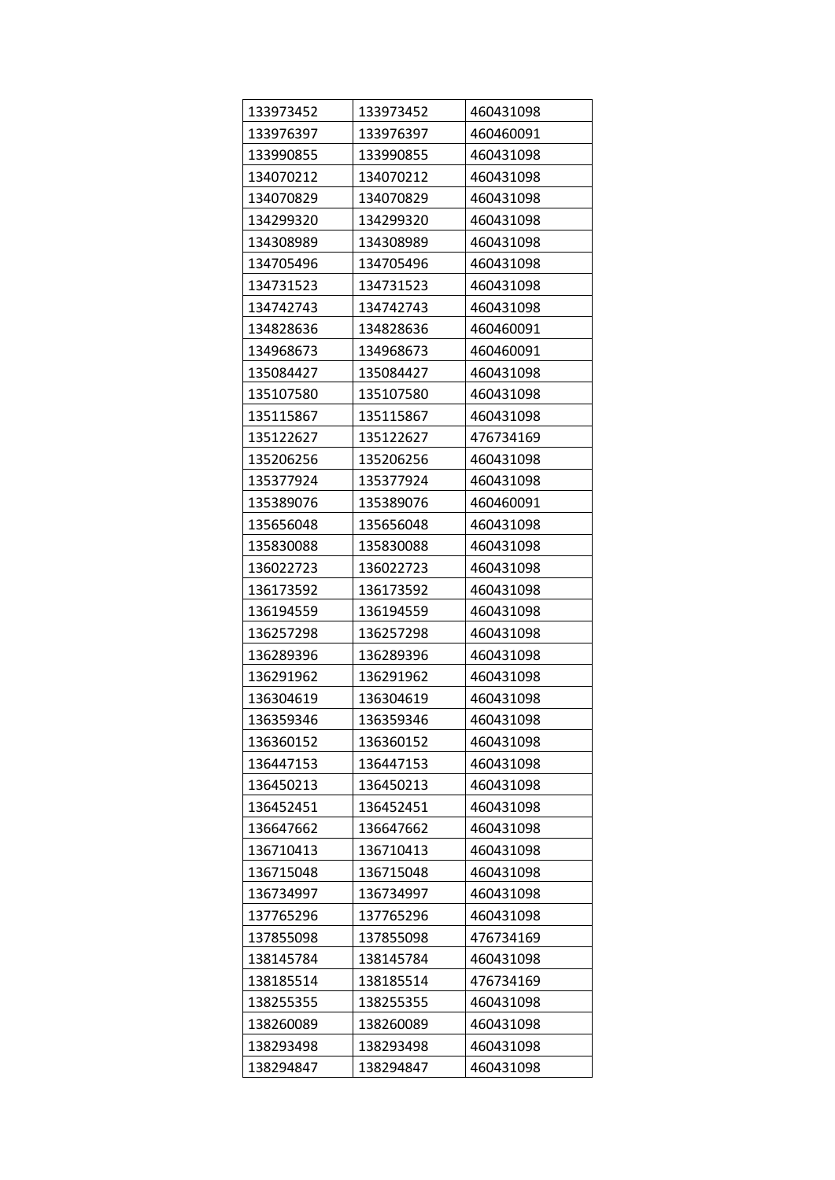| 133973452 | 133973452 | 460431098 |
|---|---|---|
| 133976397 | 133976397 | 460460091 |
| 133990855 | 133990855 | 460431098 |
| 134070212 | 134070212 | 460431098 |
| 134070829 | 134070829 | 460431098 |
| 134299320 | 134299320 | 460431098 |
| 134308989 | 134308989 | 460431098 |
| 134705496 | 134705496 | 460431098 |
| 134731523 | 134731523 | 460431098 |
| 134742743 | 134742743 | 460431098 |
| 134828636 | 134828636 | 460460091 |
| 134968673 | 134968673 | 460460091 |
| 135084427 | 135084427 | 460431098 |
| 135107580 | 135107580 | 460431098 |
| 135115867 | 135115867 | 460431098 |
| 135122627 | 135122627 | 476734169 |
| 135206256 | 135206256 | 460431098 |
| 135377924 | 135377924 | 460431098 |
| 135389076 | 135389076 | 460460091 |
| 135656048 | 135656048 | 460431098 |
| 135830088 | 135830088 | 460431098 |
| 136022723 | 136022723 | 460431098 |
| 136173592 | 136173592 | 460431098 |
| 136194559 | 136194559 | 460431098 |
| 136257298 | 136257298 | 460431098 |
| 136289396 | 136289396 | 460431098 |
| 136291962 | 136291962 | 460431098 |
| 136304619 | 136304619 | 460431098 |
| 136359346 | 136359346 | 460431098 |
| 136360152 | 136360152 | 460431098 |
| 136447153 | 136447153 | 460431098 |
| 136450213 | 136450213 | 460431098 |
| 136452451 | 136452451 | 460431098 |
| 136647662 | 136647662 | 460431098 |
| 136710413 | 136710413 | 460431098 |
| 136715048 | 136715048 | 460431098 |
| 136734997 | 136734997 | 460431098 |
| 137765296 | 137765296 | 460431098 |
| 137855098 | 137855098 | 476734169 |
| 138145784 | 138145784 | 460431098 |
| 138185514 | 138185514 | 476734169 |
| 138255355 | 138255355 | 460431098 |
| 138260089 | 138260089 | 460431098 |
| 138293498 | 138293498 | 460431098 |
| 138294847 | 138294847 | 460431098 |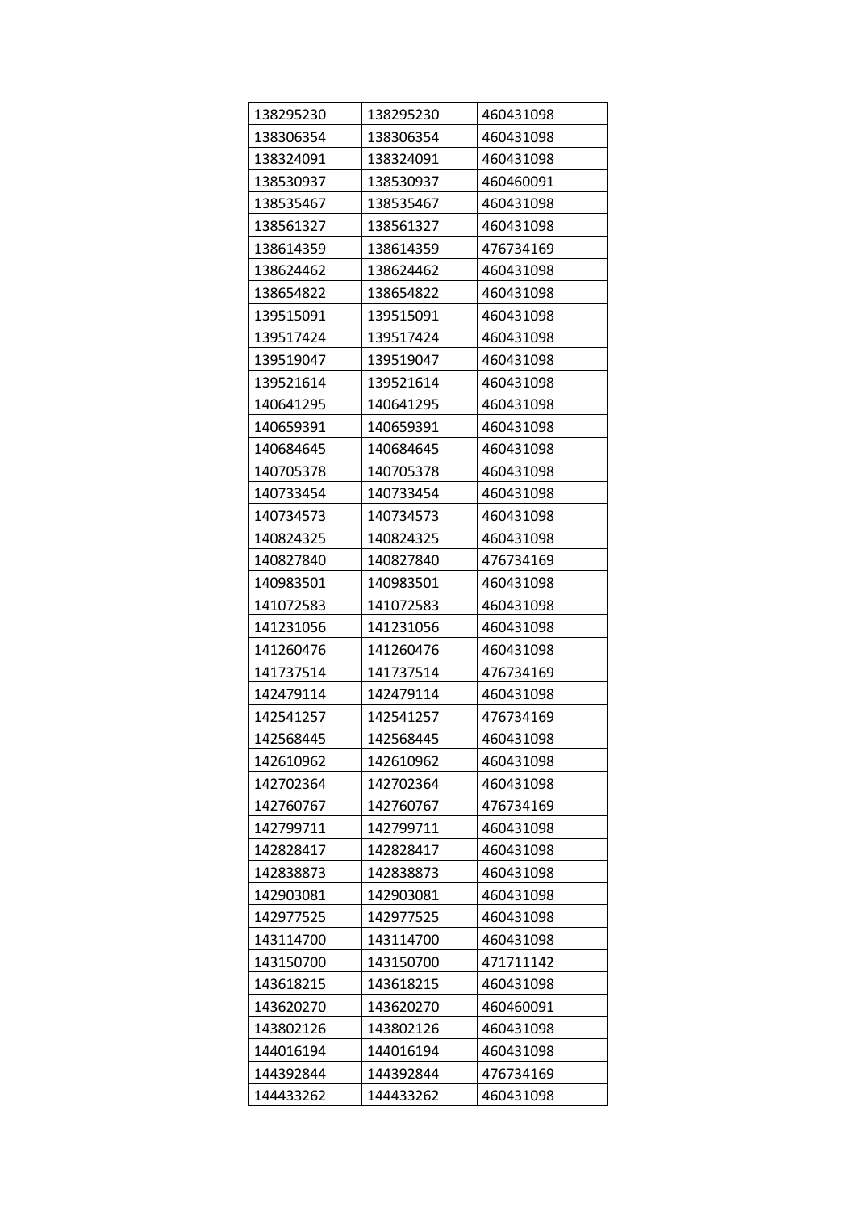| 138295230 | 138295230 | 460431098 |
| --- | --- | --- |
| 138306354 | 138306354 | 460431098 |
| 138324091 | 138324091 | 460431098 |
| 138530937 | 138530937 | 460460091 |
| 138535467 | 138535467 | 460431098 |
| 138561327 | 138561327 | 460431098 |
| 138614359 | 138614359 | 476734169 |
| 138624462 | 138624462 | 460431098 |
| 138654822 | 138654822 | 460431098 |
| 139515091 | 139515091 | 460431098 |
| 139517424 | 139517424 | 460431098 |
| 139519047 | 139519047 | 460431098 |
| 139521614 | 139521614 | 460431098 |
| 140641295 | 140641295 | 460431098 |
| 140659391 | 140659391 | 460431098 |
| 140684645 | 140684645 | 460431098 |
| 140705378 | 140705378 | 460431098 |
| 140733454 | 140733454 | 460431098 |
| 140734573 | 140734573 | 460431098 |
| 140824325 | 140824325 | 460431098 |
| 140827840 | 140827840 | 476734169 |
| 140983501 | 140983501 | 460431098 |
| 141072583 | 141072583 | 460431098 |
| 141231056 | 141231056 | 460431098 |
| 141260476 | 141260476 | 460431098 |
| 141737514 | 141737514 | 476734169 |
| 142479114 | 142479114 | 460431098 |
| 142541257 | 142541257 | 476734169 |
| 142568445 | 142568445 | 460431098 |
| 142610962 | 142610962 | 460431098 |
| 142702364 | 142702364 | 460431098 |
| 142760767 | 142760767 | 476734169 |
| 142799711 | 142799711 | 460431098 |
| 142828417 | 142828417 | 460431098 |
| 142838873 | 142838873 | 460431098 |
| 142903081 | 142903081 | 460431098 |
| 142977525 | 142977525 | 460431098 |
| 143114700 | 143114700 | 460431098 |
| 143150700 | 143150700 | 471711142 |
| 143618215 | 143618215 | 460431098 |
| 143620270 | 143620270 | 460460091 |
| 143802126 | 143802126 | 460431098 |
| 144016194 | 144016194 | 460431098 |
| 144392844 | 144392844 | 476734169 |
| 144433262 | 144433262 | 460431098 |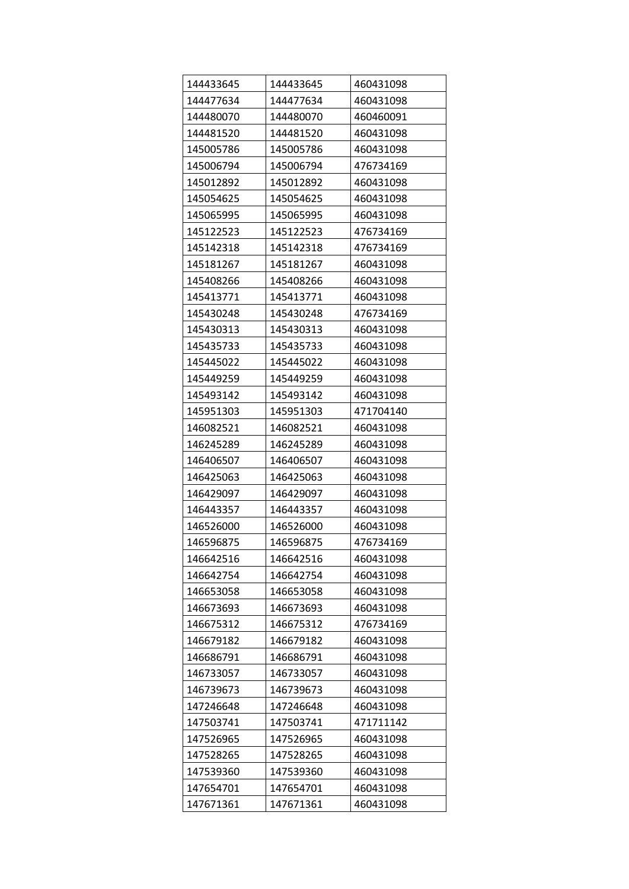| | | |
|---|---|---|
| 144433645 | 144433645 | 460431098 |
| 144477634 | 144477634 | 460431098 |
| 144480070 | 144480070 | 460460091 |
| 144481520 | 144481520 | 460431098 |
| 145005786 | 145005786 | 460431098 |
| 145006794 | 145006794 | 476734169 |
| 145012892 | 145012892 | 460431098 |
| 145054625 | 145054625 | 460431098 |
| 145065995 | 145065995 | 460431098 |
| 145122523 | 145122523 | 476734169 |
| 145142318 | 145142318 | 476734169 |
| 145181267 | 145181267 | 460431098 |
| 145408266 | 145408266 | 460431098 |
| 145413771 | 145413771 | 460431098 |
| 145430248 | 145430248 | 476734169 |
| 145430313 | 145430313 | 460431098 |
| 145435733 | 145435733 | 460431098 |
| 145445022 | 145445022 | 460431098 |
| 145449259 | 145449259 | 460431098 |
| 145493142 | 145493142 | 460431098 |
| 145951303 | 145951303 | 471704140 |
| 146082521 | 146082521 | 460431098 |
| 146245289 | 146245289 | 460431098 |
| 146406507 | 146406507 | 460431098 |
| 146425063 | 146425063 | 460431098 |
| 146429097 | 146429097 | 460431098 |
| 146443357 | 146443357 | 460431098 |
| 146526000 | 146526000 | 460431098 |
| 146596875 | 146596875 | 476734169 |
| 146642516 | 146642516 | 460431098 |
| 146642754 | 146642754 | 460431098 |
| 146653058 | 146653058 | 460431098 |
| 146673693 | 146673693 | 460431098 |
| 146675312 | 146675312 | 476734169 |
| 146679182 | 146679182 | 460431098 |
| 146686791 | 146686791 | 460431098 |
| 146733057 | 146733057 | 460431098 |
| 146739673 | 146739673 | 460431098 |
| 147246648 | 147246648 | 460431098 |
| 147503741 | 147503741 | 471711142 |
| 147526965 | 147526965 | 460431098 |
| 147528265 | 147528265 | 460431098 |
| 147539360 | 147539360 | 460431098 |
| 147654701 | 147654701 | 460431098 |
| 147671361 | 147671361 | 460431098 |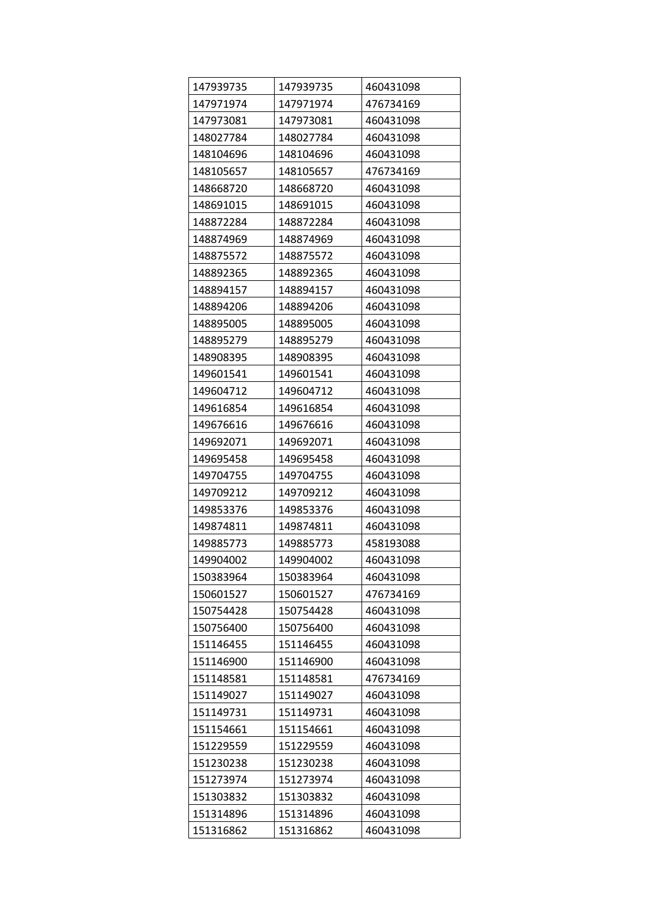| | | |
|---|---|---|
| 147939735 | 147939735 | 460431098 |
| 147971974 | 147971974 | 476734169 |
| 147973081 | 147973081 | 460431098 |
| 148027784 | 148027784 | 460431098 |
| 148104696 | 148104696 | 460431098 |
| 148105657 | 148105657 | 476734169 |
| 148668720 | 148668720 | 460431098 |
| 148691015 | 148691015 | 460431098 |
| 148872284 | 148872284 | 460431098 |
| 148874969 | 148874969 | 460431098 |
| 148875572 | 148875572 | 460431098 |
| 148892365 | 148892365 | 460431098 |
| 148894157 | 148894157 | 460431098 |
| 148894206 | 148894206 | 460431098 |
| 148895005 | 148895005 | 460431098 |
| 148895279 | 148895279 | 460431098 |
| 148908395 | 148908395 | 460431098 |
| 149601541 | 149601541 | 460431098 |
| 149604712 | 149604712 | 460431098 |
| 149616854 | 149616854 | 460431098 |
| 149676616 | 149676616 | 460431098 |
| 149692071 | 149692071 | 460431098 |
| 149695458 | 149695458 | 460431098 |
| 149704755 | 149704755 | 460431098 |
| 149709212 | 149709212 | 460431098 |
| 149853376 | 149853376 | 460431098 |
| 149874811 | 149874811 | 460431098 |
| 149885773 | 149885773 | 458193088 |
| 149904002 | 149904002 | 460431098 |
| 150383964 | 150383964 | 460431098 |
| 150601527 | 150601527 | 476734169 |
| 150754428 | 150754428 | 460431098 |
| 150756400 | 150756400 | 460431098 |
| 151146455 | 151146455 | 460431098 |
| 151146900 | 151146900 | 460431098 |
| 151148581 | 151148581 | 476734169 |
| 151149027 | 151149027 | 460431098 |
| 151149731 | 151149731 | 460431098 |
| 151154661 | 151154661 | 460431098 |
| 151229559 | 151229559 | 460431098 |
| 151230238 | 151230238 | 460431098 |
| 151273974 | 151273974 | 460431098 |
| 151303832 | 151303832 | 460431098 |
| 151314896 | 151314896 | 460431098 |
| 151316862 | 151316862 | 460431098 |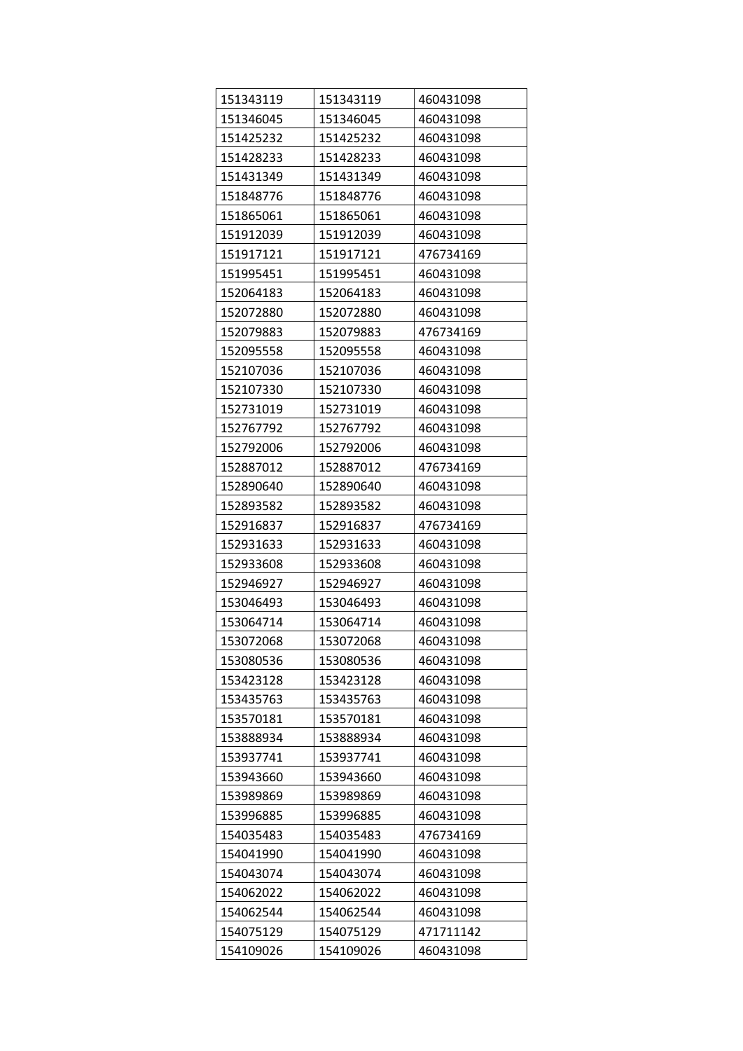| 151343119 | 151343119 | 460431098 |
| --- | --- | --- |
| 151346045 | 151346045 | 460431098 |
| 151425232 | 151425232 | 460431098 |
| 151428233 | 151428233 | 460431098 |
| 151431349 | 151431349 | 460431098 |
| 151848776 | 151848776 | 460431098 |
| 151865061 | 151865061 | 460431098 |
| 151912039 | 151912039 | 460431098 |
| 151917121 | 151917121 | 476734169 |
| 151995451 | 151995451 | 460431098 |
| 152064183 | 152064183 | 460431098 |
| 152072880 | 152072880 | 460431098 |
| 152079883 | 152079883 | 476734169 |
| 152095558 | 152095558 | 460431098 |
| 152107036 | 152107036 | 460431098 |
| 152107330 | 152107330 | 460431098 |
| 152731019 | 152731019 | 460431098 |
| 152767792 | 152767792 | 460431098 |
| 152792006 | 152792006 | 460431098 |
| 152887012 | 152887012 | 476734169 |
| 152890640 | 152890640 | 460431098 |
| 152893582 | 152893582 | 460431098 |
| 152916837 | 152916837 | 476734169 |
| 152931633 | 152931633 | 460431098 |
| 152933608 | 152933608 | 460431098 |
| 152946927 | 152946927 | 460431098 |
| 153046493 | 153046493 | 460431098 |
| 153064714 | 153064714 | 460431098 |
| 153072068 | 153072068 | 460431098 |
| 153080536 | 153080536 | 460431098 |
| 153423128 | 153423128 | 460431098 |
| 153435763 | 153435763 | 460431098 |
| 153570181 | 153570181 | 460431098 |
| 153888934 | 153888934 | 460431098 |
| 153937741 | 153937741 | 460431098 |
| 153943660 | 153943660 | 460431098 |
| 153989869 | 153989869 | 460431098 |
| 153996885 | 153996885 | 460431098 |
| 154035483 | 154035483 | 476734169 |
| 154041990 | 154041990 | 460431098 |
| 154043074 | 154043074 | 460431098 |
| 154062022 | 154062022 | 460431098 |
| 154062544 | 154062544 | 460431098 |
| 154075129 | 154075129 | 471711142 |
| 154109026 | 154109026 | 460431098 |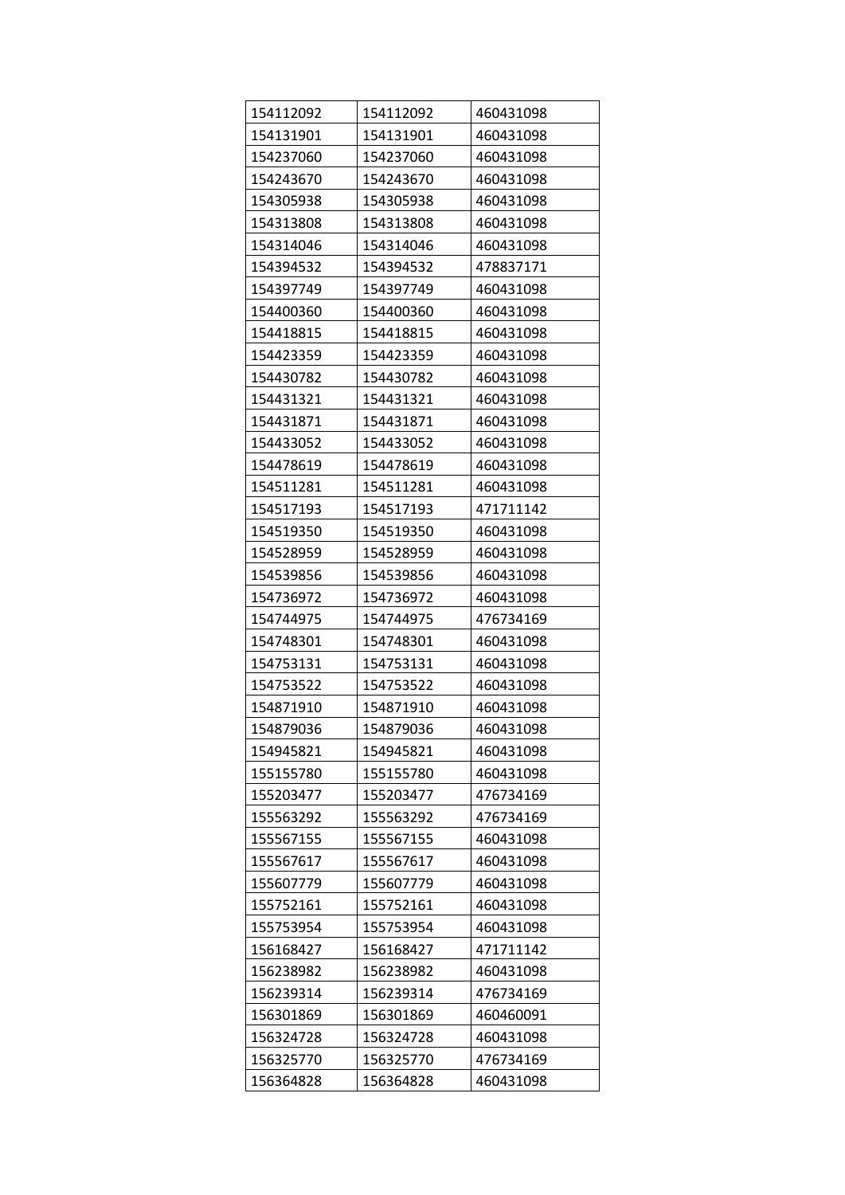| 154112092 | 154112092 | 460431098 |
|---|---|---|
| 154131901 | 154131901 | 460431098 |
| 154237060 | 154237060 | 460431098 |
| 154243670 | 154243670 | 460431098 |
| 154305938 | 154305938 | 460431098 |
| 154313808 | 154313808 | 460431098 |
| 154314046 | 154314046 | 460431098 |
| 154394532 | 154394532 | 478837171 |
| 154397749 | 154397749 | 460431098 |
| 154400360 | 154400360 | 460431098 |
| 154418815 | 154418815 | 460431098 |
| 154423359 | 154423359 | 460431098 |
| 154430782 | 154430782 | 460431098 |
| 154431321 | 154431321 | 460431098 |
| 154431871 | 154431871 | 460431098 |
| 154433052 | 154433052 | 460431098 |
| 154478619 | 154478619 | 460431098 |
| 154511281 | 154511281 | 460431098 |
| 154517193 | 154517193 | 471711142 |
| 154519350 | 154519350 | 460431098 |
| 154528959 | 154528959 | 460431098 |
| 154539856 | 154539856 | 460431098 |
| 154736972 | 154736972 | 460431098 |
| 154744975 | 154744975 | 476734169 |
| 154748301 | 154748301 | 460431098 |
| 154753131 | 154753131 | 460431098 |
| 154753522 | 154753522 | 460431098 |
| 154871910 | 154871910 | 460431098 |
| 154879036 | 154879036 | 460431098 |
| 154945821 | 154945821 | 460431098 |
| 155155780 | 155155780 | 460431098 |
| 155203477 | 155203477 | 476734169 |
| 155563292 | 155563292 | 476734169 |
| 155567155 | 155567155 | 460431098 |
| 155567617 | 155567617 | 460431098 |
| 155607779 | 155607779 | 460431098 |
| 155752161 | 155752161 | 460431098 |
| 155753954 | 155753954 | 460431098 |
| 156168427 | 156168427 | 471711142 |
| 156238982 | 156238982 | 460431098 |
| 156239314 | 156239314 | 476734169 |
| 156301869 | 156301869 | 460460091 |
| 156324728 | 156324728 | 460431098 |
| 156325770 | 156325770 | 476734169 |
| 156364828 | 156364828 | 460431098 |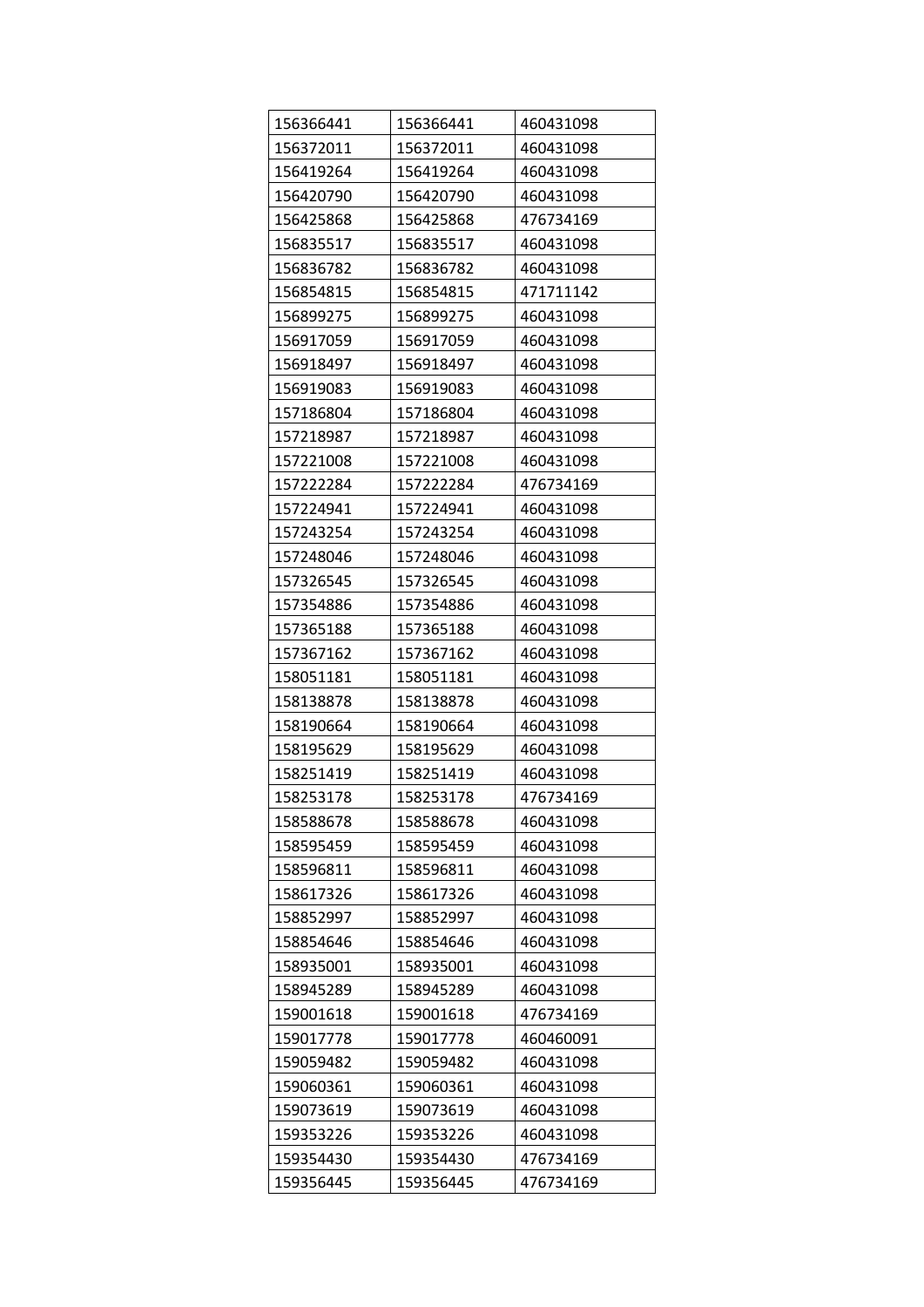| 156366441 | 156366441 | 460431098 |
|---|---|---|
| 156372011 | 156372011 | 460431098 |
| 156419264 | 156419264 | 460431098 |
| 156420790 | 156420790 | 460431098 |
| 156425868 | 156425868 | 476734169 |
| 156835517 | 156835517 | 460431098 |
| 156836782 | 156836782 | 460431098 |
| 156854815 | 156854815 | 471711142 |
| 156899275 | 156899275 | 460431098 |
| 156917059 | 156917059 | 460431098 |
| 156918497 | 156918497 | 460431098 |
| 156919083 | 156919083 | 460431098 |
| 157186804 | 157186804 | 460431098 |
| 157218987 | 157218987 | 460431098 |
| 157221008 | 157221008 | 460431098 |
| 157222284 | 157222284 | 476734169 |
| 157224941 | 157224941 | 460431098 |
| 157243254 | 157243254 | 460431098 |
| 157248046 | 157248046 | 460431098 |
| 157326545 | 157326545 | 460431098 |
| 157354886 | 157354886 | 460431098 |
| 157365188 | 157365188 | 460431098 |
| 157367162 | 157367162 | 460431098 |
| 158051181 | 158051181 | 460431098 |
| 158138878 | 158138878 | 460431098 |
| 158190664 | 158190664 | 460431098 |
| 158195629 | 158195629 | 460431098 |
| 158251419 | 158251419 | 460431098 |
| 158253178 | 158253178 | 476734169 |
| 158588678 | 158588678 | 460431098 |
| 158595459 | 158595459 | 460431098 |
| 158596811 | 158596811 | 460431098 |
| 158617326 | 158617326 | 460431098 |
| 158852997 | 158852997 | 460431098 |
| 158854646 | 158854646 | 460431098 |
| 158935001 | 158935001 | 460431098 |
| 158945289 | 158945289 | 460431098 |
| 159001618 | 159001618 | 476734169 |
| 159017778 | 159017778 | 460460091 |
| 159059482 | 159059482 | 460431098 |
| 159060361 | 159060361 | 460431098 |
| 159073619 | 159073619 | 460431098 |
| 159353226 | 159353226 | 460431098 |
| 159354430 | 159354430 | 476734169 |
| 159356445 | 159356445 | 476734169 |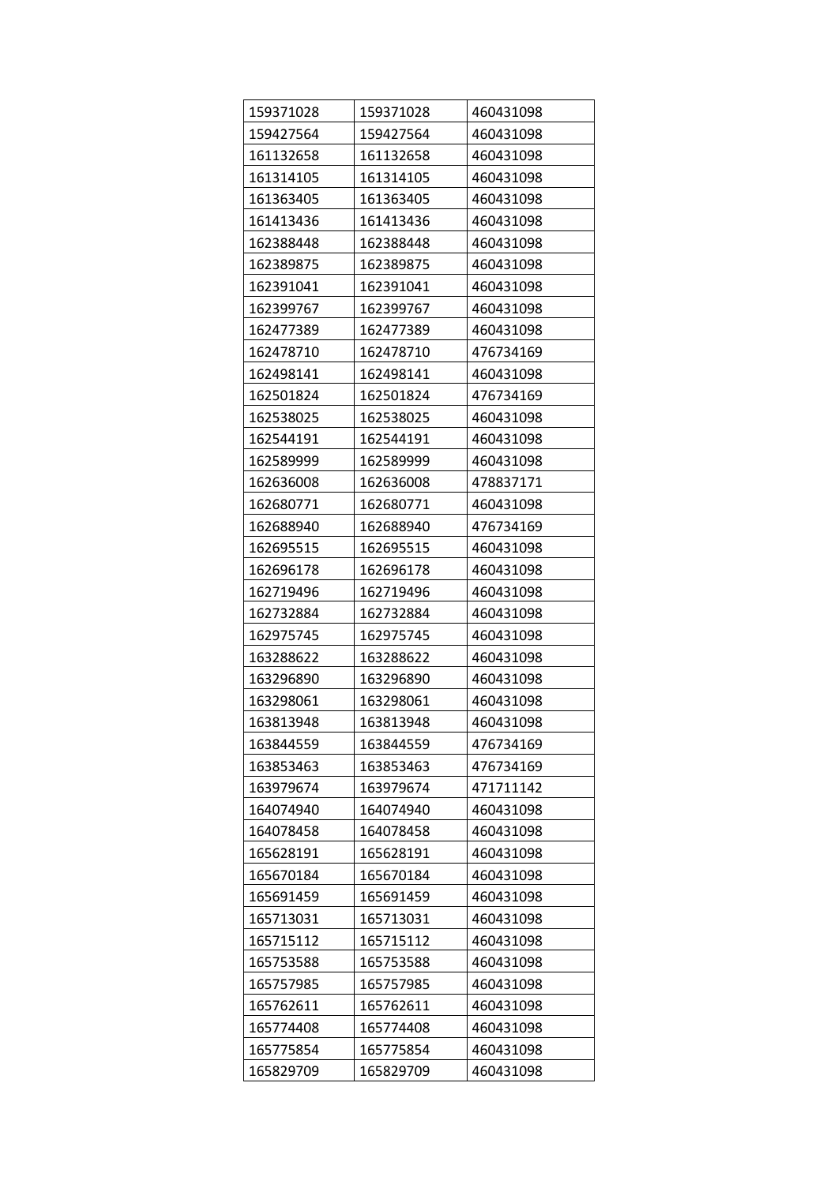| 159371028 | 159371028 | 460431098 |
|---|---|---|
| 159427564 | 159427564 | 460431098 |
| 161132658 | 161132658 | 460431098 |
| 161314105 | 161314105 | 460431098 |
| 161363405 | 161363405 | 460431098 |
| 161413436 | 161413436 | 460431098 |
| 162388448 | 162388448 | 460431098 |
| 162389875 | 162389875 | 460431098 |
| 162391041 | 162391041 | 460431098 |
| 162399767 | 162399767 | 460431098 |
| 162477389 | 162477389 | 460431098 |
| 162478710 | 162478710 | 476734169 |
| 162498141 | 162498141 | 460431098 |
| 162501824 | 162501824 | 476734169 |
| 162538025 | 162538025 | 460431098 |
| 162544191 | 162544191 | 460431098 |
| 162589999 | 162589999 | 460431098 |
| 162636008 | 162636008 | 478837171 |
| 162680771 | 162680771 | 460431098 |
| 162688940 | 162688940 | 476734169 |
| 162695515 | 162695515 | 460431098 |
| 162696178 | 162696178 | 460431098 |
| 162719496 | 162719496 | 460431098 |
| 162732884 | 162732884 | 460431098 |
| 162975745 | 162975745 | 460431098 |
| 163288622 | 163288622 | 460431098 |
| 163296890 | 163296890 | 460431098 |
| 163298061 | 163298061 | 460431098 |
| 163813948 | 163813948 | 460431098 |
| 163844559 | 163844559 | 476734169 |
| 163853463 | 163853463 | 476734169 |
| 163979674 | 163979674 | 471711142 |
| 164074940 | 164074940 | 460431098 |
| 164078458 | 164078458 | 460431098 |
| 165628191 | 165628191 | 460431098 |
| 165670184 | 165670184 | 460431098 |
| 165691459 | 165691459 | 460431098 |
| 165713031 | 165713031 | 460431098 |
| 165715112 | 165715112 | 460431098 |
| 165753588 | 165753588 | 460431098 |
| 165757985 | 165757985 | 460431098 |
| 165762611 | 165762611 | 460431098 |
| 165774408 | 165774408 | 460431098 |
| 165775854 | 165775854 | 460431098 |
| 165829709 | 165829709 | 460431098 |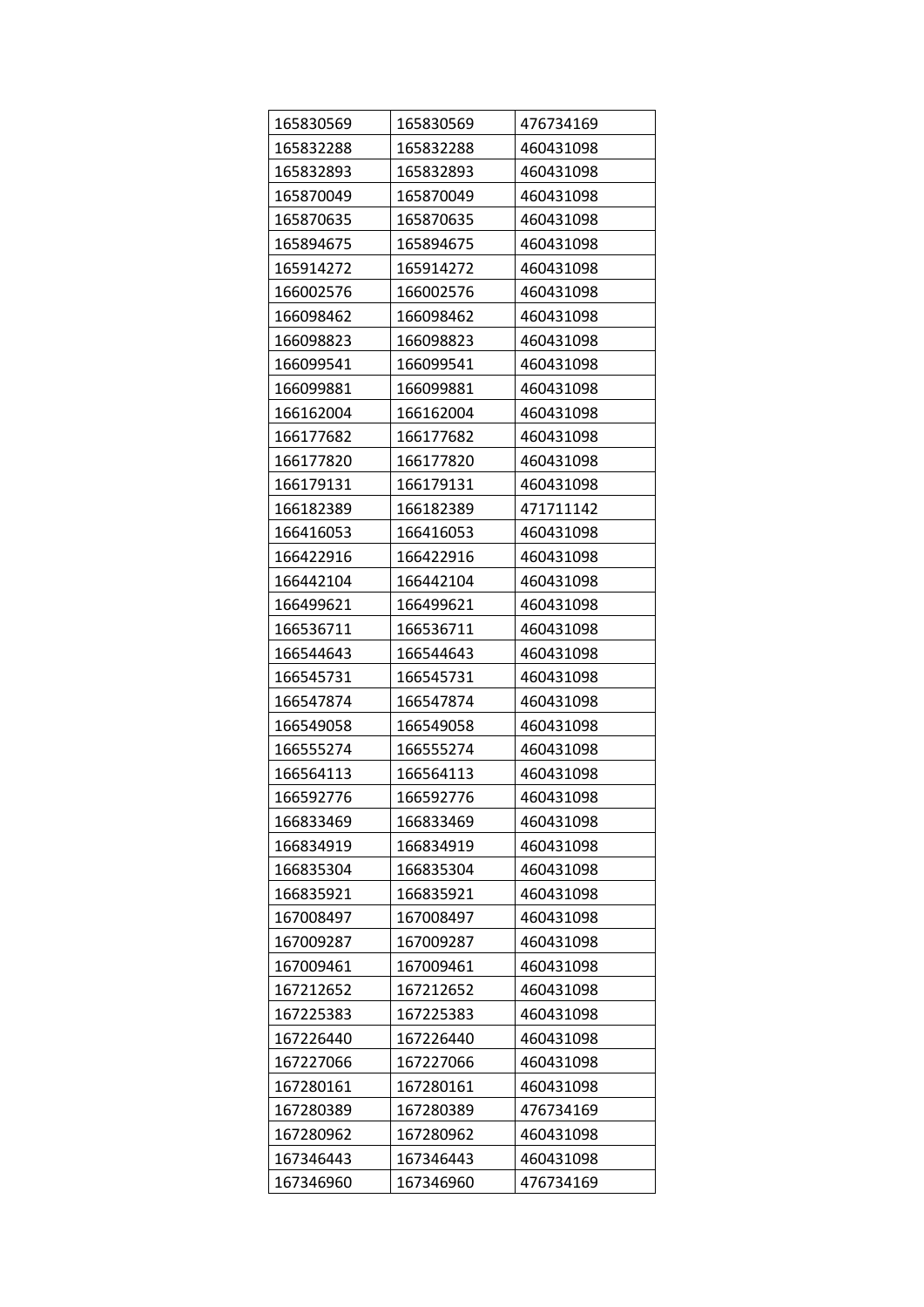| 165830569 | 165830569 | 476734169 |
|---|---|---|
| 165832288 | 165832288 | 460431098 |
| 165832893 | 165832893 | 460431098 |
| 165870049 | 165870049 | 460431098 |
| 165870635 | 165870635 | 460431098 |
| 165894675 | 165894675 | 460431098 |
| 165914272 | 165914272 | 460431098 |
| 166002576 | 166002576 | 460431098 |
| 166098462 | 166098462 | 460431098 |
| 166098823 | 166098823 | 460431098 |
| 166099541 | 166099541 | 460431098 |
| 166099881 | 166099881 | 460431098 |
| 166162004 | 166162004 | 460431098 |
| 166177682 | 166177682 | 460431098 |
| 166177820 | 166177820 | 460431098 |
| 166179131 | 166179131 | 460431098 |
| 166182389 | 166182389 | 471711142 |
| 166416053 | 166416053 | 460431098 |
| 166422916 | 166422916 | 460431098 |
| 166442104 | 166442104 | 460431098 |
| 166499621 | 166499621 | 460431098 |
| 166536711 | 166536711 | 460431098 |
| 166544643 | 166544643 | 460431098 |
| 166545731 | 166545731 | 460431098 |
| 166547874 | 166547874 | 460431098 |
| 166549058 | 166549058 | 460431098 |
| 166555274 | 166555274 | 460431098 |
| 166564113 | 166564113 | 460431098 |
| 166592776 | 166592776 | 460431098 |
| 166833469 | 166833469 | 460431098 |
| 166834919 | 166834919 | 460431098 |
| 166835304 | 166835304 | 460431098 |
| 166835921 | 166835921 | 460431098 |
| 167008497 | 167008497 | 460431098 |
| 167009287 | 167009287 | 460431098 |
| 167009461 | 167009461 | 460431098 |
| 167212652 | 167212652 | 460431098 |
| 167225383 | 167225383 | 460431098 |
| 167226440 | 167226440 | 460431098 |
| 167227066 | 167227066 | 460431098 |
| 167280161 | 167280161 | 460431098 |
| 167280389 | 167280389 | 476734169 |
| 167280962 | 167280962 | 460431098 |
| 167346443 | 167346443 | 460431098 |
| 167346960 | 167346960 | 476734169 |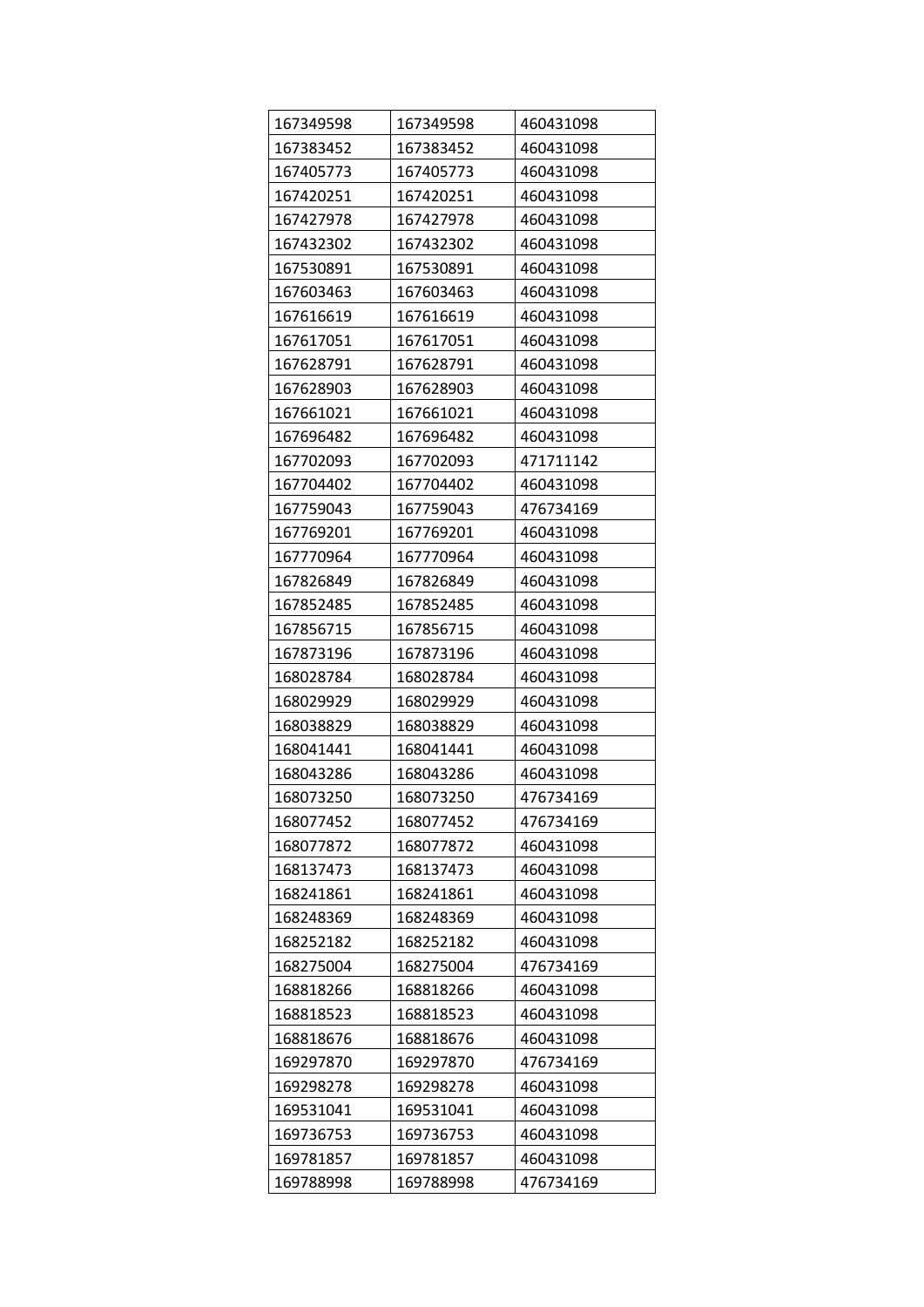| 167349598 | 167349598 | 460431098 |
|---|---|---|
| 167383452 | 167383452 | 460431098 |
| 167405773 | 167405773 | 460431098 |
| 167420251 | 167420251 | 460431098 |
| 167427978 | 167427978 | 460431098 |
| 167432302 | 167432302 | 460431098 |
| 167530891 | 167530891 | 460431098 |
| 167603463 | 167603463 | 460431098 |
| 167616619 | 167616619 | 460431098 |
| 167617051 | 167617051 | 460431098 |
| 167628791 | 167628791 | 460431098 |
| 167628903 | 167628903 | 460431098 |
| 167661021 | 167661021 | 460431098 |
| 167696482 | 167696482 | 460431098 |
| 167702093 | 167702093 | 471711142 |
| 167704402 | 167704402 | 460431098 |
| 167759043 | 167759043 | 476734169 |
| 167769201 | 167769201 | 460431098 |
| 167770964 | 167770964 | 460431098 |
| 167826849 | 167826849 | 460431098 |
| 167852485 | 167852485 | 460431098 |
| 167856715 | 167856715 | 460431098 |
| 167873196 | 167873196 | 460431098 |
| 168028784 | 168028784 | 460431098 |
| 168029929 | 168029929 | 460431098 |
| 168038829 | 168038829 | 460431098 |
| 168041441 | 168041441 | 460431098 |
| 168043286 | 168043286 | 460431098 |
| 168073250 | 168073250 | 476734169 |
| 168077452 | 168077452 | 476734169 |
| 168077872 | 168077872 | 460431098 |
| 168137473 | 168137473 | 460431098 |
| 168241861 | 168241861 | 460431098 |
| 168248369 | 168248369 | 460431098 |
| 168252182 | 168252182 | 460431098 |
| 168275004 | 168275004 | 476734169 |
| 168818266 | 168818266 | 460431098 |
| 168818523 | 168818523 | 460431098 |
| 168818676 | 168818676 | 460431098 |
| 169297870 | 169297870 | 476734169 |
| 169298278 | 169298278 | 460431098 |
| 169531041 | 169531041 | 460431098 |
| 169736753 | 169736753 | 460431098 |
| 169781857 | 169781857 | 460431098 |
| 169788998 | 169788998 | 476734169 |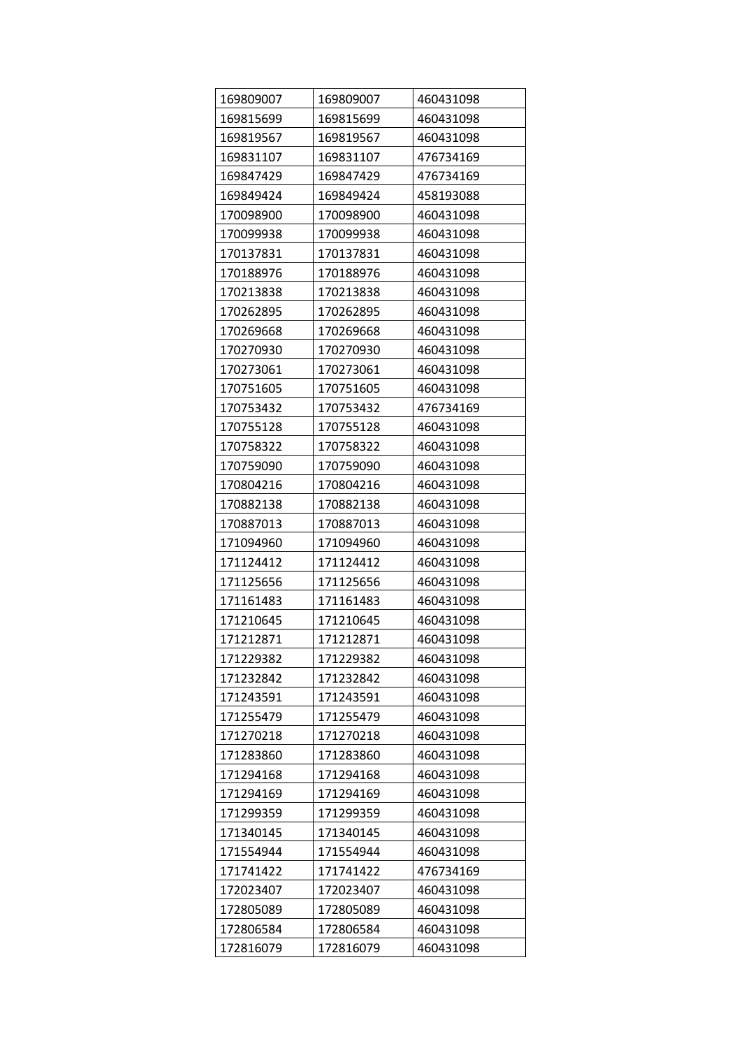| | | |
|---|---|---|
| 169809007 | 169809007 | 460431098 |
| 169815699 | 169815699 | 460431098 |
| 169819567 | 169819567 | 460431098 |
| 169831107 | 169831107 | 476734169 |
| 169847429 | 169847429 | 476734169 |
| 169849424 | 169849424 | 458193088 |
| 170098900 | 170098900 | 460431098 |
| 170099938 | 170099938 | 460431098 |
| 170137831 | 170137831 | 460431098 |
| 170188976 | 170188976 | 460431098 |
| 170213838 | 170213838 | 460431098 |
| 170262895 | 170262895 | 460431098 |
| 170269668 | 170269668 | 460431098 |
| 170270930 | 170270930 | 460431098 |
| 170273061 | 170273061 | 460431098 |
| 170751605 | 170751605 | 460431098 |
| 170753432 | 170753432 | 476734169 |
| 170755128 | 170755128 | 460431098 |
| 170758322 | 170758322 | 460431098 |
| 170759090 | 170759090 | 460431098 |
| 170804216 | 170804216 | 460431098 |
| 170882138 | 170882138 | 460431098 |
| 170887013 | 170887013 | 460431098 |
| 171094960 | 171094960 | 460431098 |
| 171124412 | 171124412 | 460431098 |
| 171125656 | 171125656 | 460431098 |
| 171161483 | 171161483 | 460431098 |
| 171210645 | 171210645 | 460431098 |
| 171212871 | 171212871 | 460431098 |
| 171229382 | 171229382 | 460431098 |
| 171232842 | 171232842 | 460431098 |
| 171243591 | 171243591 | 460431098 |
| 171255479 | 171255479 | 460431098 |
| 171270218 | 171270218 | 460431098 |
| 171283860 | 171283860 | 460431098 |
| 171294168 | 171294168 | 460431098 |
| 171294169 | 171294169 | 460431098 |
| 171299359 | 171299359 | 460431098 |
| 171340145 | 171340145 | 460431098 |
| 171554944 | 171554944 | 460431098 |
| 171741422 | 171741422 | 476734169 |
| 172023407 | 172023407 | 460431098 |
| 172805089 | 172805089 | 460431098 |
| 172806584 | 172806584 | 460431098 |
| 172816079 | 172816079 | 460431098 |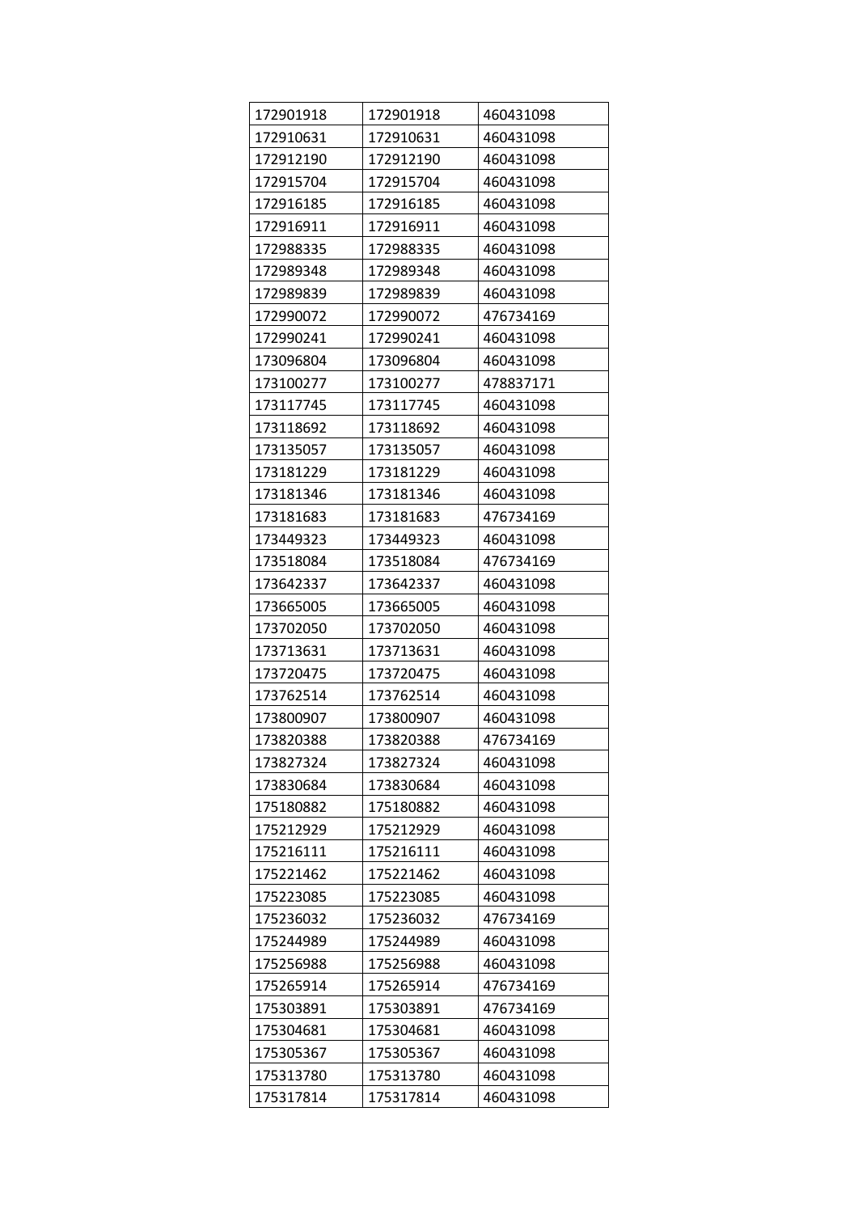| 172901918 | 172901918 | 460431098 |
|---|---|---|
| 172910631 | 172910631 | 460431098 |
| 172912190 | 172912190 | 460431098 |
| 172915704 | 172915704 | 460431098 |
| 172916185 | 172916185 | 460431098 |
| 172916911 | 172916911 | 460431098 |
| 172988335 | 172988335 | 460431098 |
| 172989348 | 172989348 | 460431098 |
| 172989839 | 172989839 | 460431098 |
| 172990072 | 172990072 | 476734169 |
| 172990241 | 172990241 | 460431098 |
| 173096804 | 173096804 | 460431098 |
| 173100277 | 173100277 | 478837171 |
| 173117745 | 173117745 | 460431098 |
| 173118692 | 173118692 | 460431098 |
| 173135057 | 173135057 | 460431098 |
| 173181229 | 173181229 | 460431098 |
| 173181346 | 173181346 | 460431098 |
| 173181683 | 173181683 | 476734169 |
| 173449323 | 173449323 | 460431098 |
| 173518084 | 173518084 | 476734169 |
| 173642337 | 173642337 | 460431098 |
| 173665005 | 173665005 | 460431098 |
| 173702050 | 173702050 | 460431098 |
| 173713631 | 173713631 | 460431098 |
| 173720475 | 173720475 | 460431098 |
| 173762514 | 173762514 | 460431098 |
| 173800907 | 173800907 | 460431098 |
| 173820388 | 173820388 | 476734169 |
| 173827324 | 173827324 | 460431098 |
| 173830684 | 173830684 | 460431098 |
| 175180882 | 175180882 | 460431098 |
| 175212929 | 175212929 | 460431098 |
| 175216111 | 175216111 | 460431098 |
| 175221462 | 175221462 | 460431098 |
| 175223085 | 175223085 | 460431098 |
| 175236032 | 175236032 | 476734169 |
| 175244989 | 175244989 | 460431098 |
| 175256988 | 175256988 | 460431098 |
| 175265914 | 175265914 | 476734169 |
| 175303891 | 175303891 | 476734169 |
| 175304681 | 175304681 | 460431098 |
| 175305367 | 175305367 | 460431098 |
| 175313780 | 175313780 | 460431098 |
| 175317814 | 175317814 | 460431098 |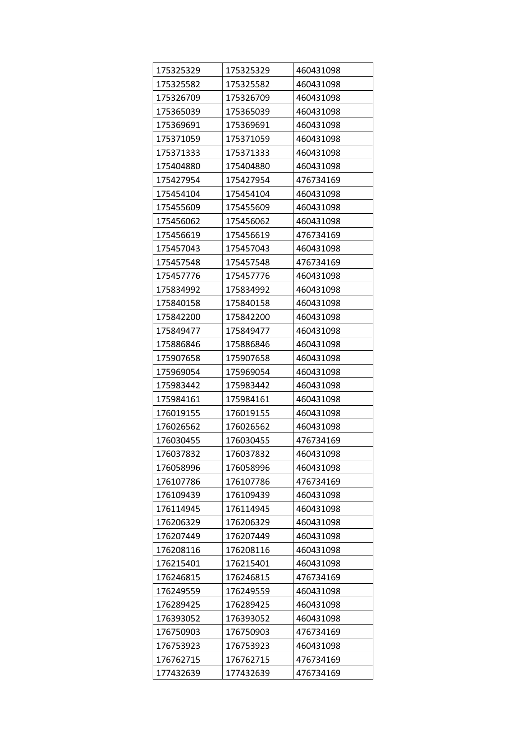| 175325329 | 175325329 | 460431098 |
|---|---|---|
| 175325582 | 175325582 | 460431098 |
| 175326709 | 175326709 | 460431098 |
| 175365039 | 175365039 | 460431098 |
| 175369691 | 175369691 | 460431098 |
| 175371059 | 175371059 | 460431098 |
| 175371333 | 175371333 | 460431098 |
| 175404880 | 175404880 | 460431098 |
| 175427954 | 175427954 | 476734169 |
| 175454104 | 175454104 | 460431098 |
| 175455609 | 175455609 | 460431098 |
| 175456062 | 175456062 | 460431098 |
| 175456619 | 175456619 | 476734169 |
| 175457043 | 175457043 | 460431098 |
| 175457548 | 175457548 | 476734169 |
| 175457776 | 175457776 | 460431098 |
| 175834992 | 175834992 | 460431098 |
| 175840158 | 175840158 | 460431098 |
| 175842200 | 175842200 | 460431098 |
| 175849477 | 175849477 | 460431098 |
| 175886846 | 175886846 | 460431098 |
| 175907658 | 175907658 | 460431098 |
| 175969054 | 175969054 | 460431098 |
| 175983442 | 175983442 | 460431098 |
| 175984161 | 175984161 | 460431098 |
| 176019155 | 176019155 | 460431098 |
| 176026562 | 176026562 | 460431098 |
| 176030455 | 176030455 | 476734169 |
| 176037832 | 176037832 | 460431098 |
| 176058996 | 176058996 | 460431098 |
| 176107786 | 176107786 | 476734169 |
| 176109439 | 176109439 | 460431098 |
| 176114945 | 176114945 | 460431098 |
| 176206329 | 176206329 | 460431098 |
| 176207449 | 176207449 | 460431098 |
| 176208116 | 176208116 | 460431098 |
| 176215401 | 176215401 | 460431098 |
| 176246815 | 176246815 | 476734169 |
| 176249559 | 176249559 | 460431098 |
| 176289425 | 176289425 | 460431098 |
| 176393052 | 176393052 | 460431098 |
| 176750903 | 176750903 | 476734169 |
| 176753923 | 176753923 | 460431098 |
| 176762715 | 176762715 | 476734169 |
| 177432639 | 177432639 | 476734169 |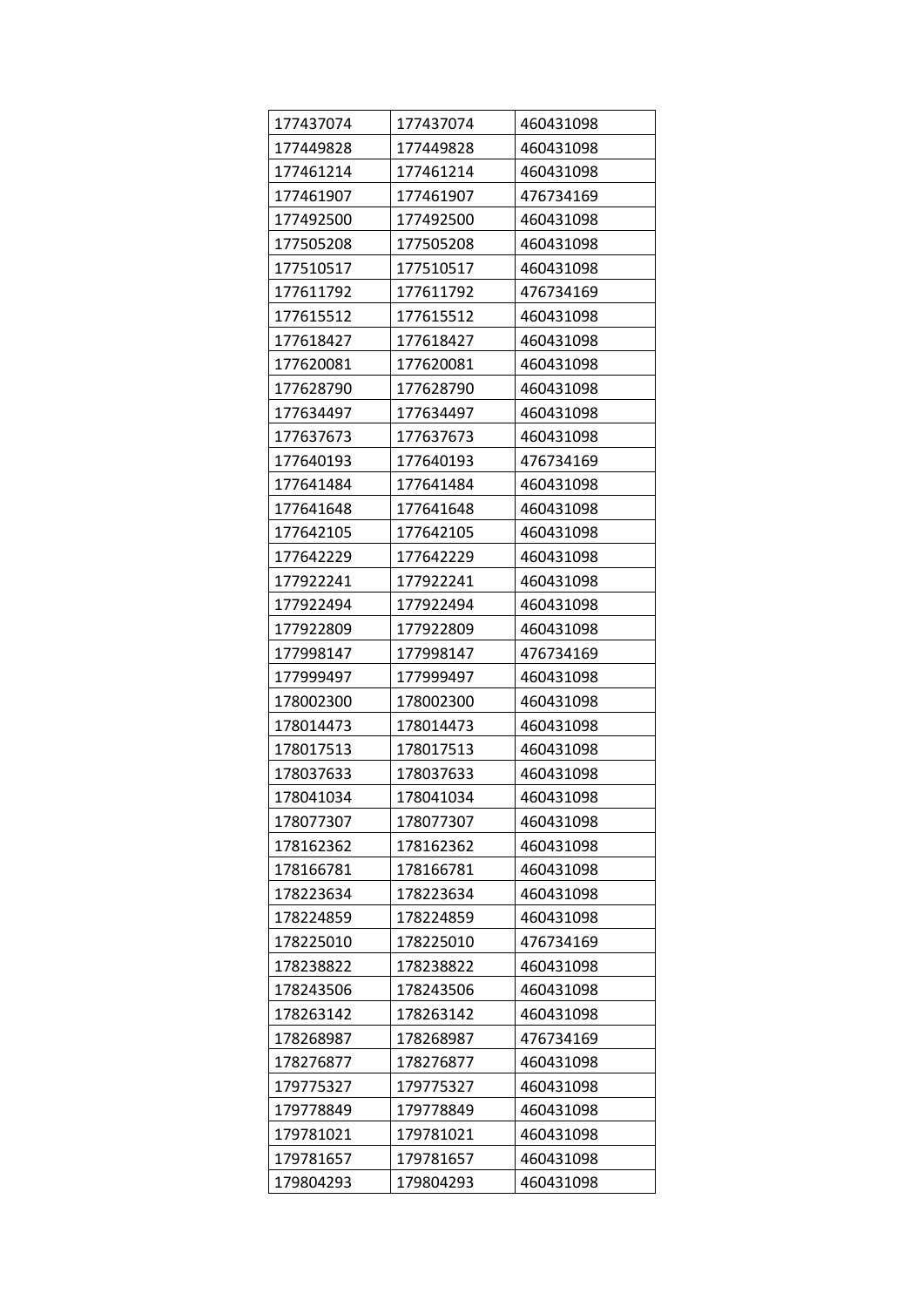| 177437074 | 177437074 | 460431098 |
| --- | --- | --- |
| 177449828 | 177449828 | 460431098 |
| 177461214 | 177461214 | 460431098 |
| 177461907 | 177461907 | 476734169 |
| 177492500 | 177492500 | 460431098 |
| 177505208 | 177505208 | 460431098 |
| 177510517 | 177510517 | 460431098 |
| 177611792 | 177611792 | 476734169 |
| 177615512 | 177615512 | 460431098 |
| 177618427 | 177618427 | 460431098 |
| 177620081 | 177620081 | 460431098 |
| 177628790 | 177628790 | 460431098 |
| 177634497 | 177634497 | 460431098 |
| 177637673 | 177637673 | 460431098 |
| 177640193 | 177640193 | 476734169 |
| 177641484 | 177641484 | 460431098 |
| 177641648 | 177641648 | 460431098 |
| 177642105 | 177642105 | 460431098 |
| 177642229 | 177642229 | 460431098 |
| 177922241 | 177922241 | 460431098 |
| 177922494 | 177922494 | 460431098 |
| 177922809 | 177922809 | 460431098 |
| 177998147 | 177998147 | 476734169 |
| 177999497 | 177999497 | 460431098 |
| 178002300 | 178002300 | 460431098 |
| 178014473 | 178014473 | 460431098 |
| 178017513 | 178017513 | 460431098 |
| 178037633 | 178037633 | 460431098 |
| 178041034 | 178041034 | 460431098 |
| 178077307 | 178077307 | 460431098 |
| 178162362 | 178162362 | 460431098 |
| 178166781 | 178166781 | 460431098 |
| 178223634 | 178223634 | 460431098 |
| 178224859 | 178224859 | 460431098 |
| 178225010 | 178225010 | 476734169 |
| 178238822 | 178238822 | 460431098 |
| 178243506 | 178243506 | 460431098 |
| 178263142 | 178263142 | 460431098 |
| 178268987 | 178268987 | 476734169 |
| 178276877 | 178276877 | 460431098 |
| 179775327 | 179775327 | 460431098 |
| 179778849 | 179778849 | 460431098 |
| 179781021 | 179781021 | 460431098 |
| 179781657 | 179781657 | 460431098 |
| 179804293 | 179804293 | 460431098 |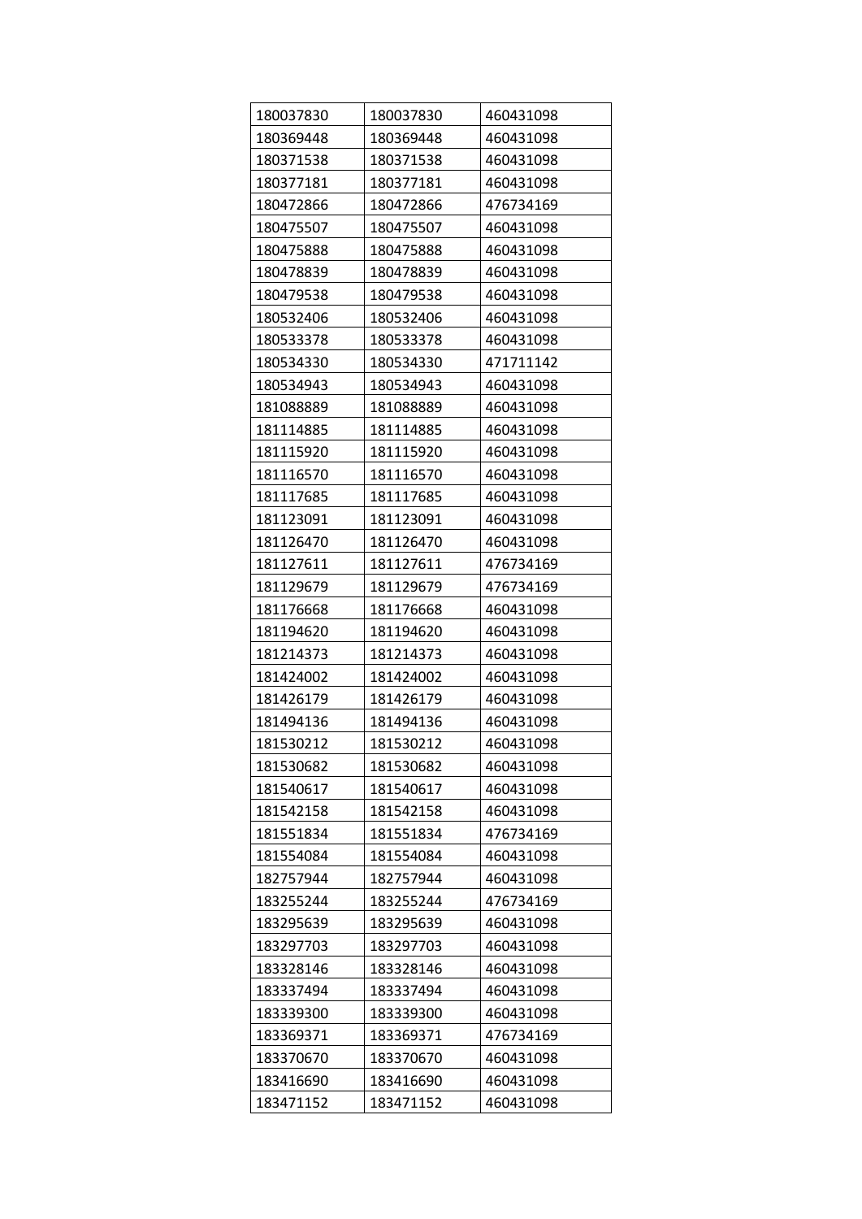| | | |
|---|---|---|
| 180037830 | 180037830 | 460431098 |
| 180369448 | 180369448 | 460431098 |
| 180371538 | 180371538 | 460431098 |
| 180377181 | 180377181 | 460431098 |
| 180472866 | 180472866 | 476734169 |
| 180475507 | 180475507 | 460431098 |
| 180475888 | 180475888 | 460431098 |
| 180478839 | 180478839 | 460431098 |
| 180479538 | 180479538 | 460431098 |
| 180532406 | 180532406 | 460431098 |
| 180533378 | 180533378 | 460431098 |
| 180534330 | 180534330 | 471711142 |
| 180534943 | 180534943 | 460431098 |
| 181088889 | 181088889 | 460431098 |
| 181114885 | 181114885 | 460431098 |
| 181115920 | 181115920 | 460431098 |
| 181116570 | 181116570 | 460431098 |
| 181117685 | 181117685 | 460431098 |
| 181123091 | 181123091 | 460431098 |
| 181126470 | 181126470 | 460431098 |
| 181127611 | 181127611 | 476734169 |
| 181129679 | 181129679 | 476734169 |
| 181176668 | 181176668 | 460431098 |
| 181194620 | 181194620 | 460431098 |
| 181214373 | 181214373 | 460431098 |
| 181424002 | 181424002 | 460431098 |
| 181426179 | 181426179 | 460431098 |
| 181494136 | 181494136 | 460431098 |
| 181530212 | 181530212 | 460431098 |
| 181530682 | 181530682 | 460431098 |
| 181540617 | 181540617 | 460431098 |
| 181542158 | 181542158 | 460431098 |
| 181551834 | 181551834 | 476734169 |
| 181554084 | 181554084 | 460431098 |
| 182757944 | 182757944 | 460431098 |
| 183255244 | 183255244 | 476734169 |
| 183295639 | 183295639 | 460431098 |
| 183297703 | 183297703 | 460431098 |
| 183328146 | 183328146 | 460431098 |
| 183337494 | 183337494 | 460431098 |
| 183339300 | 183339300 | 460431098 |
| 183369371 | 183369371 | 476734169 |
| 183370670 | 183370670 | 460431098 |
| 183416690 | 183416690 | 460431098 |
| 183471152 | 183471152 | 460431098 |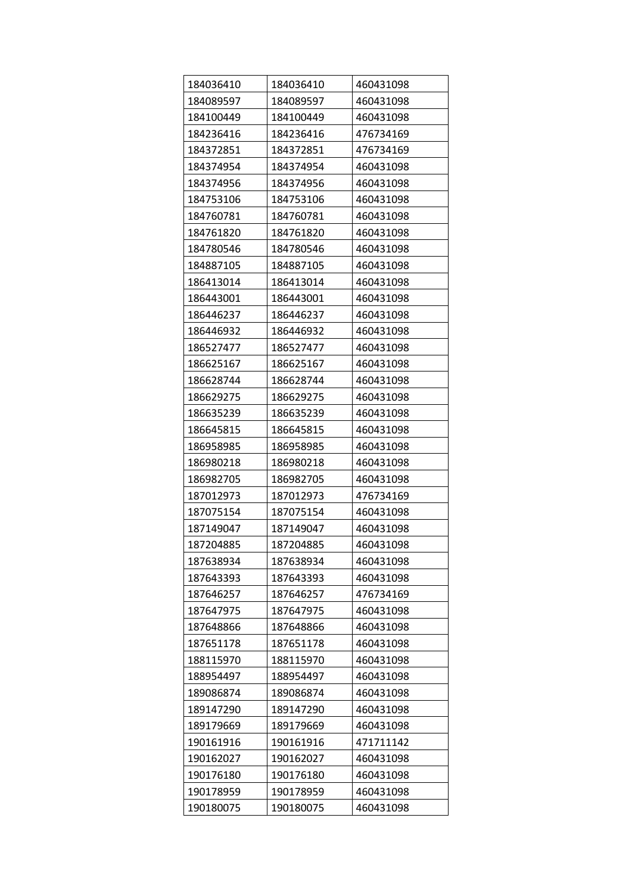| 184036410 | 184036410 | 460431098 |
|---|---|---|
| 184089597 | 184089597 | 460431098 |
| 184100449 | 184100449 | 460431098 |
| 184236416 | 184236416 | 476734169 |
| 184372851 | 184372851 | 476734169 |
| 184374954 | 184374954 | 460431098 |
| 184374956 | 184374956 | 460431098 |
| 184753106 | 184753106 | 460431098 |
| 184760781 | 184760781 | 460431098 |
| 184761820 | 184761820 | 460431098 |
| 184780546 | 184780546 | 460431098 |
| 184887105 | 184887105 | 460431098 |
| 186413014 | 186413014 | 460431098 |
| 186443001 | 186443001 | 460431098 |
| 186446237 | 186446237 | 460431098 |
| 186446932 | 186446932 | 460431098 |
| 186527477 | 186527477 | 460431098 |
| 186625167 | 186625167 | 460431098 |
| 186628744 | 186628744 | 460431098 |
| 186629275 | 186629275 | 460431098 |
| 186635239 | 186635239 | 460431098 |
| 186645815 | 186645815 | 460431098 |
| 186958985 | 186958985 | 460431098 |
| 186980218 | 186980218 | 460431098 |
| 186982705 | 186982705 | 460431098 |
| 187012973 | 187012973 | 476734169 |
| 187075154 | 187075154 | 460431098 |
| 187149047 | 187149047 | 460431098 |
| 187204885 | 187204885 | 460431098 |
| 187638934 | 187638934 | 460431098 |
| 187643393 | 187643393 | 460431098 |
| 187646257 | 187646257 | 476734169 |
| 187647975 | 187647975 | 460431098 |
| 187648866 | 187648866 | 460431098 |
| 187651178 | 187651178 | 460431098 |
| 188115970 | 188115970 | 460431098 |
| 188954497 | 188954497 | 460431098 |
| 189086874 | 189086874 | 460431098 |
| 189147290 | 189147290 | 460431098 |
| 189179669 | 189179669 | 460431098 |
| 190161916 | 190161916 | 471711142 |
| 190162027 | 190162027 | 460431098 |
| 190176180 | 190176180 | 460431098 |
| 190178959 | 190178959 | 460431098 |
| 190180075 | 190180075 | 460431098 |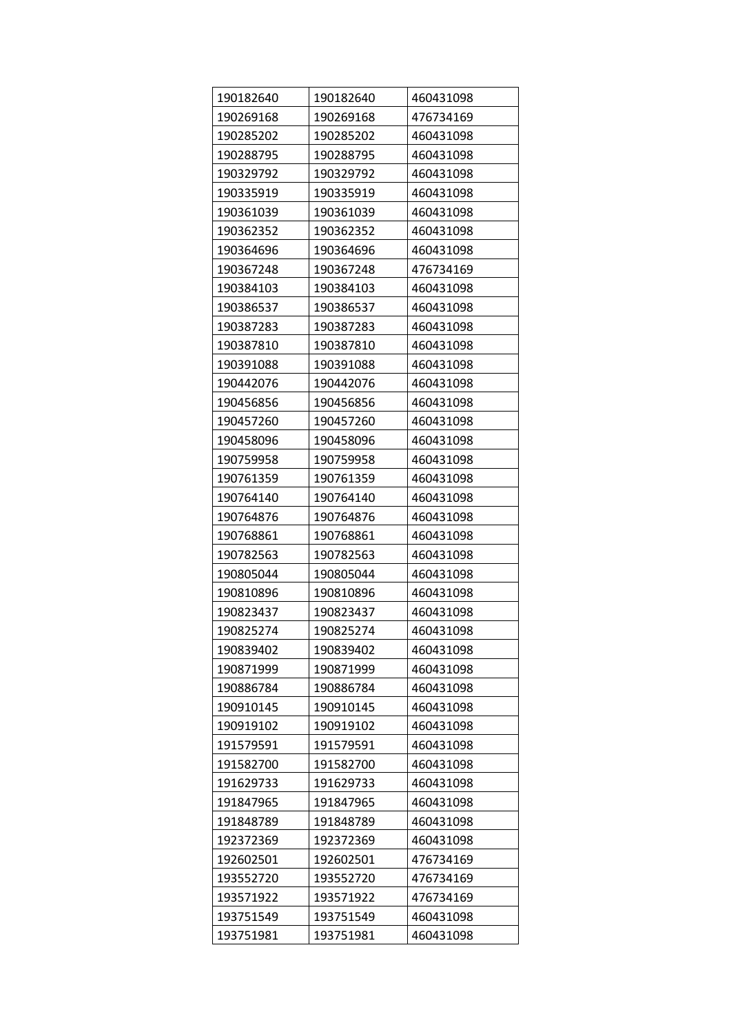| 190182640 | 190182640 | 460431098 |
|---|---|---|
| 190269168 | 190269168 | 476734169 |
| 190285202 | 190285202 | 460431098 |
| 190288795 | 190288795 | 460431098 |
| 190329792 | 190329792 | 460431098 |
| 190335919 | 190335919 | 460431098 |
| 190361039 | 190361039 | 460431098 |
| 190362352 | 190362352 | 460431098 |
| 190364696 | 190364696 | 460431098 |
| 190367248 | 190367248 | 476734169 |
| 190384103 | 190384103 | 460431098 |
| 190386537 | 190386537 | 460431098 |
| 190387283 | 190387283 | 460431098 |
| 190387810 | 190387810 | 460431098 |
| 190391088 | 190391088 | 460431098 |
| 190442076 | 190442076 | 460431098 |
| 190456856 | 190456856 | 460431098 |
| 190457260 | 190457260 | 460431098 |
| 190458096 | 190458096 | 460431098 |
| 190759958 | 190759958 | 460431098 |
| 190761359 | 190761359 | 460431098 |
| 190764140 | 190764140 | 460431098 |
| 190764876 | 190764876 | 460431098 |
| 190768861 | 190768861 | 460431098 |
| 190782563 | 190782563 | 460431098 |
| 190805044 | 190805044 | 460431098 |
| 190810896 | 190810896 | 460431098 |
| 190823437 | 190823437 | 460431098 |
| 190825274 | 190825274 | 460431098 |
| 190839402 | 190839402 | 460431098 |
| 190871999 | 190871999 | 460431098 |
| 190886784 | 190886784 | 460431098 |
| 190910145 | 190910145 | 460431098 |
| 190919102 | 190919102 | 460431098 |
| 191579591 | 191579591 | 460431098 |
| 191582700 | 191582700 | 460431098 |
| 191629733 | 191629733 | 460431098 |
| 191847965 | 191847965 | 460431098 |
| 191848789 | 191848789 | 460431098 |
| 192372369 | 192372369 | 460431098 |
| 192602501 | 192602501 | 476734169 |
| 193552720 | 193552720 | 476734169 |
| 193571922 | 193571922 | 476734169 |
| 193751549 | 193751549 | 460431098 |
| 193751981 | 193751981 | 460431098 |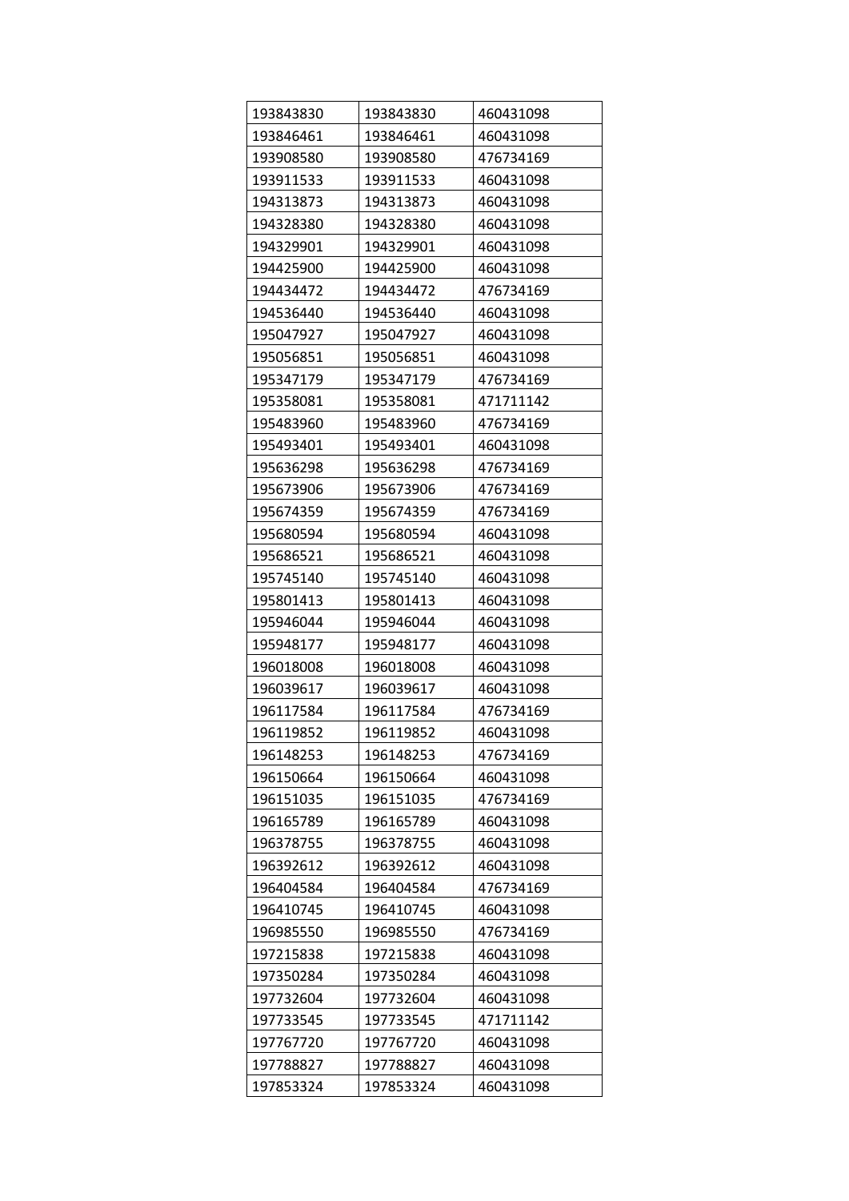| 193843830 | 193843830 | 460431098 |
|---|---|---|
| 193846461 | 193846461 | 460431098 |
| 193908580 | 193908580 | 476734169 |
| 193911533 | 193911533 | 460431098 |
| 194313873 | 194313873 | 460431098 |
| 194328380 | 194328380 | 460431098 |
| 194329901 | 194329901 | 460431098 |
| 194425900 | 194425900 | 460431098 |
| 194434472 | 194434472 | 476734169 |
| 194536440 | 194536440 | 460431098 |
| 195047927 | 195047927 | 460431098 |
| 195056851 | 195056851 | 460431098 |
| 195347179 | 195347179 | 476734169 |
| 195358081 | 195358081 | 471711142 |
| 195483960 | 195483960 | 476734169 |
| 195493401 | 195493401 | 460431098 |
| 195636298 | 195636298 | 476734169 |
| 195673906 | 195673906 | 476734169 |
| 195674359 | 195674359 | 476734169 |
| 195680594 | 195680594 | 460431098 |
| 195686521 | 195686521 | 460431098 |
| 195745140 | 195745140 | 460431098 |
| 195801413 | 195801413 | 460431098 |
| 195946044 | 195946044 | 460431098 |
| 195948177 | 195948177 | 460431098 |
| 196018008 | 196018008 | 460431098 |
| 196039617 | 196039617 | 460431098 |
| 196117584 | 196117584 | 476734169 |
| 196119852 | 196119852 | 460431098 |
| 196148253 | 196148253 | 476734169 |
| 196150664 | 196150664 | 460431098 |
| 196151035 | 196151035 | 476734169 |
| 196165789 | 196165789 | 460431098 |
| 196378755 | 196378755 | 460431098 |
| 196392612 | 196392612 | 460431098 |
| 196404584 | 196404584 | 476734169 |
| 196410745 | 196410745 | 460431098 |
| 196985550 | 196985550 | 476734169 |
| 197215838 | 197215838 | 460431098 |
| 197350284 | 197350284 | 460431098 |
| 197732604 | 197732604 | 460431098 |
| 197733545 | 197733545 | 471711142 |
| 197767720 | 197767720 | 460431098 |
| 197788827 | 197788827 | 460431098 |
| 197853324 | 197853324 | 460431098 |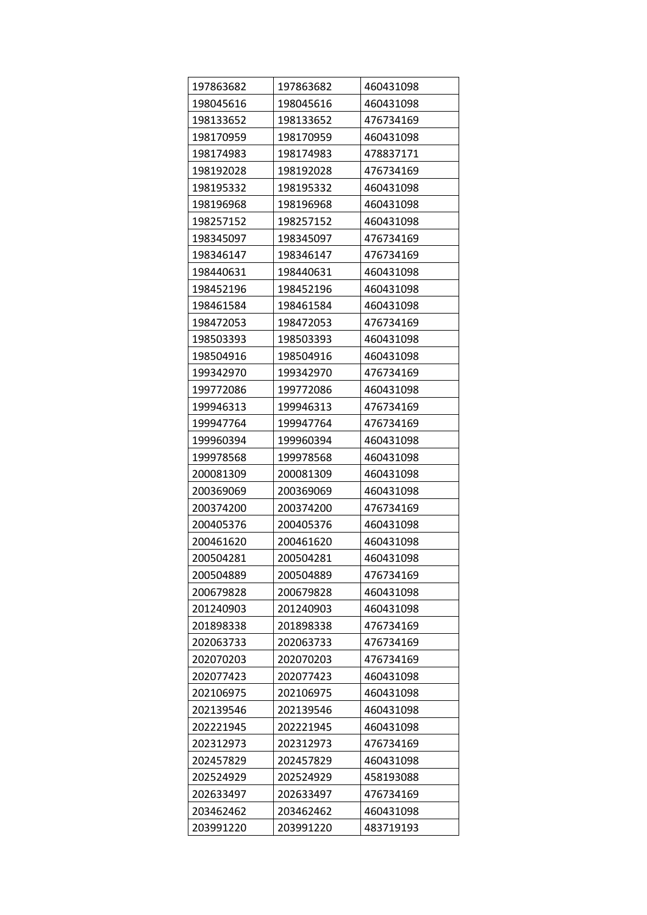| 197863682 | 197863682 | 460431098 |
|---|---|---|
| 198045616 | 198045616 | 460431098 |
| 198133652 | 198133652 | 476734169 |
| 198170959 | 198170959 | 460431098 |
| 198174983 | 198174983 | 478837171 |
| 198192028 | 198192028 | 476734169 |
| 198195332 | 198195332 | 460431098 |
| 198196968 | 198196968 | 460431098 |
| 198257152 | 198257152 | 460431098 |
| 198345097 | 198345097 | 476734169 |
| 198346147 | 198346147 | 476734169 |
| 198440631 | 198440631 | 460431098 |
| 198452196 | 198452196 | 460431098 |
| 198461584 | 198461584 | 460431098 |
| 198472053 | 198472053 | 476734169 |
| 198503393 | 198503393 | 460431098 |
| 198504916 | 198504916 | 460431098 |
| 199342970 | 199342970 | 476734169 |
| 199772086 | 199772086 | 460431098 |
| 199946313 | 199946313 | 476734169 |
| 199947764 | 199947764 | 476734169 |
| 199960394 | 199960394 | 460431098 |
| 199978568 | 199978568 | 460431098 |
| 200081309 | 200081309 | 460431098 |
| 200369069 | 200369069 | 460431098 |
| 200374200 | 200374200 | 476734169 |
| 200405376 | 200405376 | 460431098 |
| 200461620 | 200461620 | 460431098 |
| 200504281 | 200504281 | 460431098 |
| 200504889 | 200504889 | 476734169 |
| 200679828 | 200679828 | 460431098 |
| 201240903 | 201240903 | 460431098 |
| 201898338 | 201898338 | 476734169 |
| 202063733 | 202063733 | 476734169 |
| 202070203 | 202070203 | 476734169 |
| 202077423 | 202077423 | 460431098 |
| 202106975 | 202106975 | 460431098 |
| 202139546 | 202139546 | 460431098 |
| 202221945 | 202221945 | 460431098 |
| 202312973 | 202312973 | 476734169 |
| 202457829 | 202457829 | 460431098 |
| 202524929 | 202524929 | 458193088 |
| 202633497 | 202633497 | 476734169 |
| 203462462 | 203462462 | 460431098 |
| 203991220 | 203991220 | 483719193 |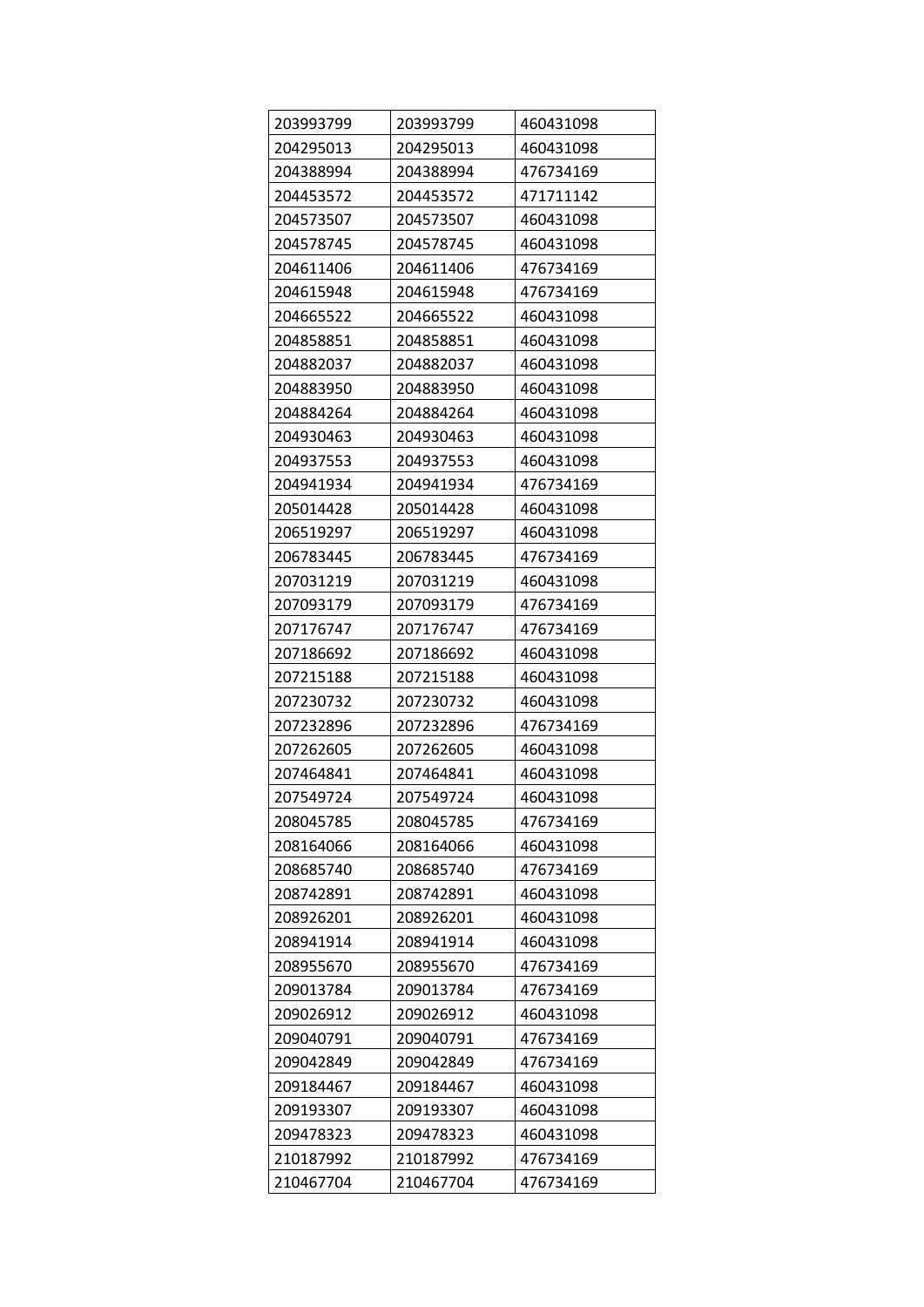| | | |
|---|---|---|
| 203993799 | 203993799 | 460431098 |
| 204295013 | 204295013 | 460431098 |
| 204388994 | 204388994 | 476734169 |
| 204453572 | 204453572 | 471711142 |
| 204573507 | 204573507 | 460431098 |
| 204578745 | 204578745 | 460431098 |
| 204611406 | 204611406 | 476734169 |
| 204615948 | 204615948 | 476734169 |
| 204665522 | 204665522 | 460431098 |
| 204858851 | 204858851 | 460431098 |
| 204882037 | 204882037 | 460431098 |
| 204883950 | 204883950 | 460431098 |
| 204884264 | 204884264 | 460431098 |
| 204930463 | 204930463 | 460431098 |
| 204937553 | 204937553 | 460431098 |
| 204941934 | 204941934 | 476734169 |
| 205014428 | 205014428 | 460431098 |
| 206519297 | 206519297 | 460431098 |
| 206783445 | 206783445 | 476734169 |
| 207031219 | 207031219 | 460431098 |
| 207093179 | 207093179 | 476734169 |
| 207176747 | 207176747 | 476734169 |
| 207186692 | 207186692 | 460431098 |
| 207215188 | 207215188 | 460431098 |
| 207230732 | 207230732 | 460431098 |
| 207232896 | 207232896 | 476734169 |
| 207262605 | 207262605 | 460431098 |
| 207464841 | 207464841 | 460431098 |
| 207549724 | 207549724 | 460431098 |
| 208045785 | 208045785 | 476734169 |
| 208164066 | 208164066 | 460431098 |
| 208685740 | 208685740 | 476734169 |
| 208742891 | 208742891 | 460431098 |
| 208926201 | 208926201 | 460431098 |
| 208941914 | 208941914 | 460431098 |
| 208955670 | 208955670 | 476734169 |
| 209013784 | 209013784 | 476734169 |
| 209026912 | 209026912 | 460431098 |
| 209040791 | 209040791 | 476734169 |
| 209042849 | 209042849 | 476734169 |
| 209184467 | 209184467 | 460431098 |
| 209193307 | 209193307 | 460431098 |
| 209478323 | 209478323 | 460431098 |
| 210187992 | 210187992 | 476734169 |
| 210467704 | 210467704 | 476734169 |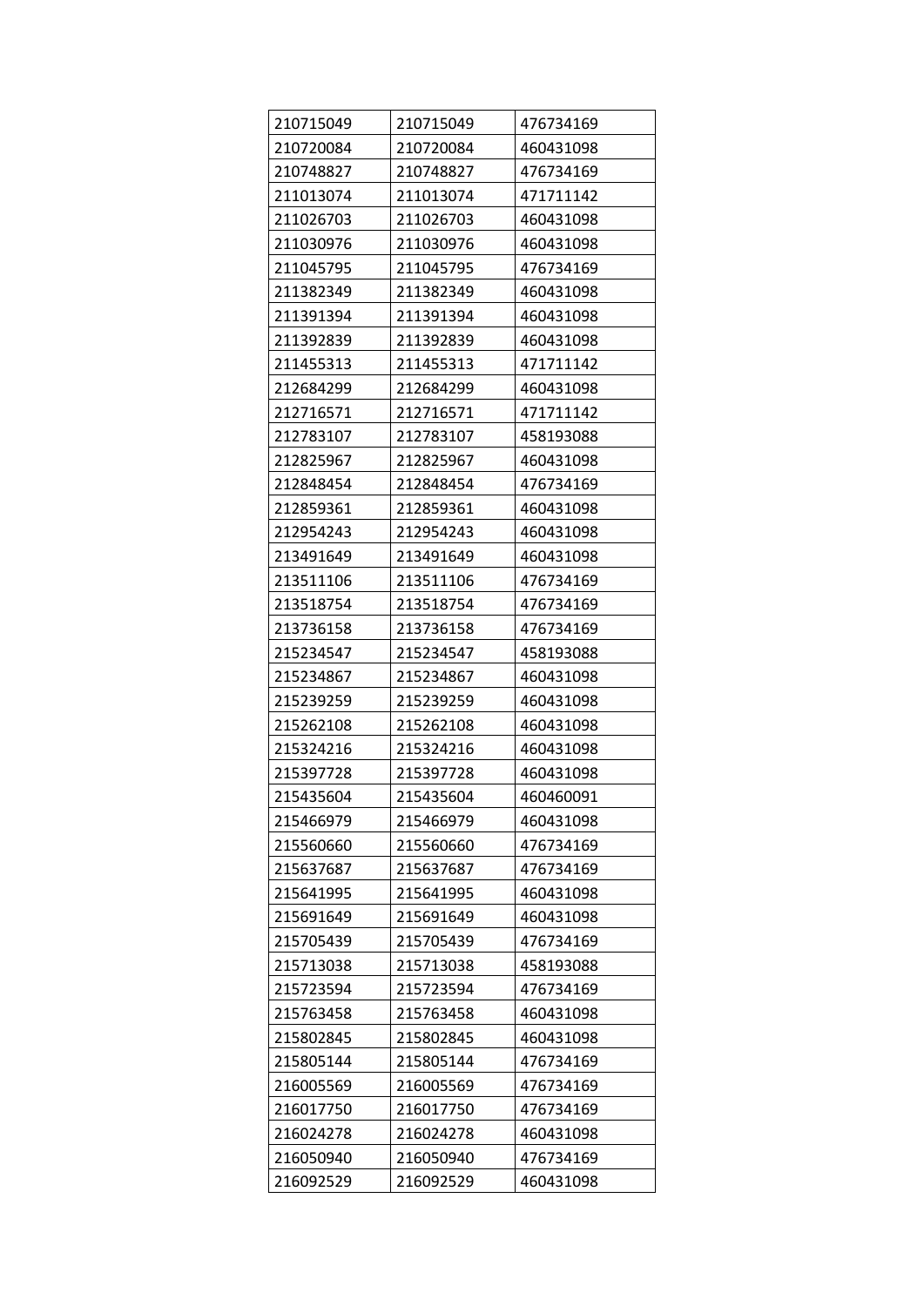| 210715049 | 210715049 | 476734169 |
| --- | --- | --- |
| 210720084 | 210720084 | 460431098 |
| 210748827 | 210748827 | 476734169 |
| 211013074 | 211013074 | 471711142 |
| 211026703 | 211026703 | 460431098 |
| 211030976 | 211030976 | 460431098 |
| 211045795 | 211045795 | 476734169 |
| 211382349 | 211382349 | 460431098 |
| 211391394 | 211391394 | 460431098 |
| 211392839 | 211392839 | 460431098 |
| 211455313 | 211455313 | 471711142 |
| 212684299 | 212684299 | 460431098 |
| 212716571 | 212716571 | 471711142 |
| 212783107 | 212783107 | 458193088 |
| 212825967 | 212825967 | 460431098 |
| 212848454 | 212848454 | 476734169 |
| 212859361 | 212859361 | 460431098 |
| 212954243 | 212954243 | 460431098 |
| 213491649 | 213491649 | 460431098 |
| 213511106 | 213511106 | 476734169 |
| 213518754 | 213518754 | 476734169 |
| 213736158 | 213736158 | 476734169 |
| 215234547 | 215234547 | 458193088 |
| 215234867 | 215234867 | 460431098 |
| 215239259 | 215239259 | 460431098 |
| 215262108 | 215262108 | 460431098 |
| 215324216 | 215324216 | 460431098 |
| 215397728 | 215397728 | 460431098 |
| 215435604 | 215435604 | 460460091 |
| 215466979 | 215466979 | 460431098 |
| 215560660 | 215560660 | 476734169 |
| 215637687 | 215637687 | 476734169 |
| 215641995 | 215641995 | 460431098 |
| 215691649 | 215691649 | 460431098 |
| 215705439 | 215705439 | 476734169 |
| 215713038 | 215713038 | 458193088 |
| 215723594 | 215723594 | 476734169 |
| 215763458 | 215763458 | 460431098 |
| 215802845 | 215802845 | 460431098 |
| 215805144 | 215805144 | 476734169 |
| 216005569 | 216005569 | 476734169 |
| 216017750 | 216017750 | 476734169 |
| 216024278 | 216024278 | 460431098 |
| 216050940 | 216050940 | 476734169 |
| 216092529 | 216092529 | 460431098 |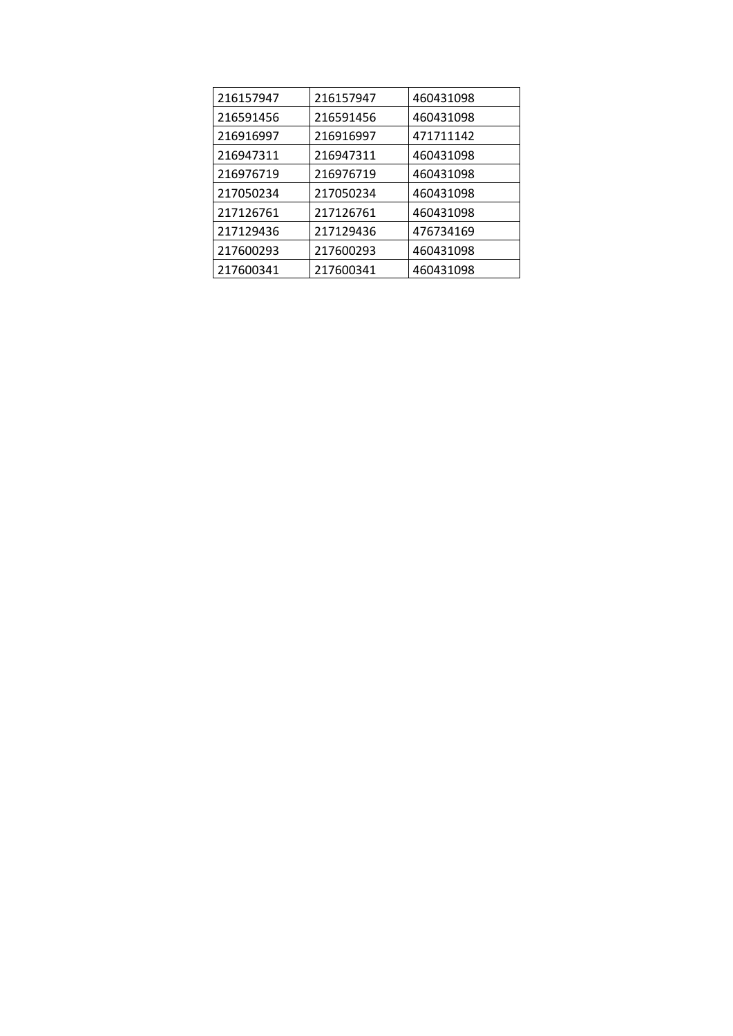| | | |
|---|---|---|
| 216157947 | 216157947 | 460431098 |
| 216591456 | 216591456 | 460431098 |
| 216916997 | 216916997 | 471711142 |
| 216947311 | 216947311 | 460431098 |
| 216976719 | 216976719 | 460431098 |
| 217050234 | 217050234 | 460431098 |
| 217126761 | 217126761 | 460431098 |
| 217129436 | 217129436 | 476734169 |
| 217600293 | 217600293 | 460431098 |
| 217600341 | 217600341 | 460431098 |